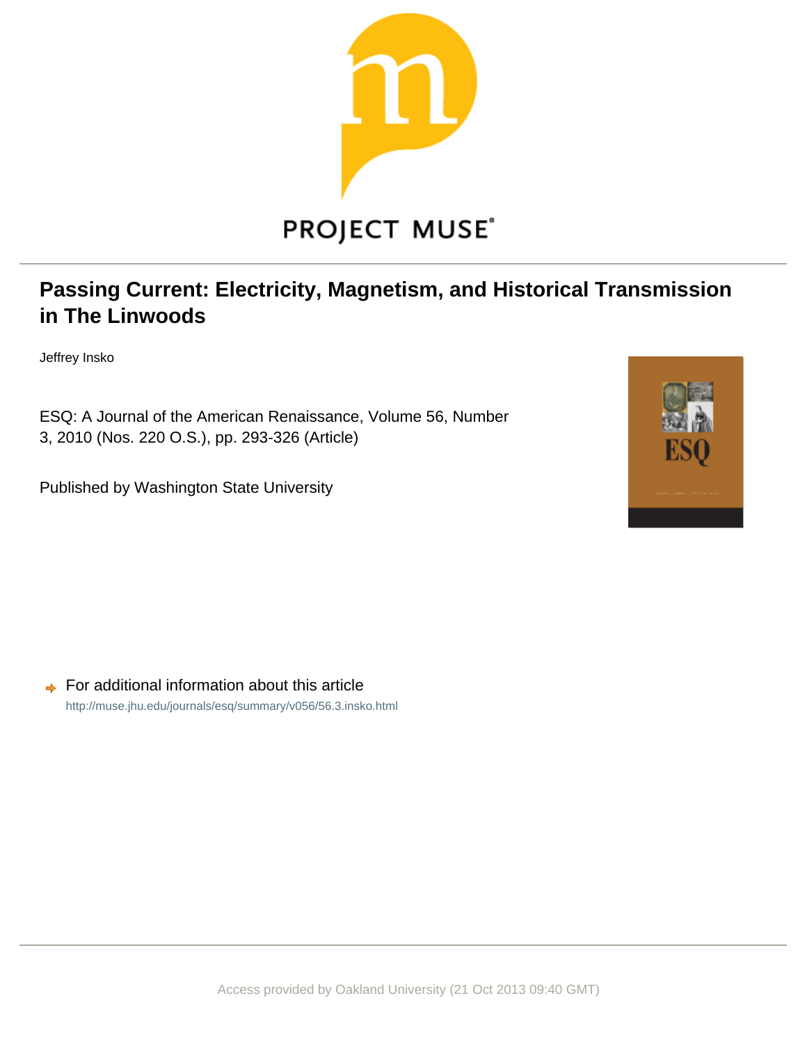PROJECT MUSE

# Passing Current: Electricity, Magnetism, and Historical Transmission in The Linwoods

Jeffrey Insko

ESQ: A Journal of the American Renaissance, Volume 56, Number 3, 2010 (Nos. 220 O.S.), pp. 293-326 (Article)

Published by Washington State University

For additional information about this article

http://muse.jhu.edu/journals/esq/summary/v056/56.3.insko.html

Access provided by Oakland University (21 Oct 2013 09:40 GMT)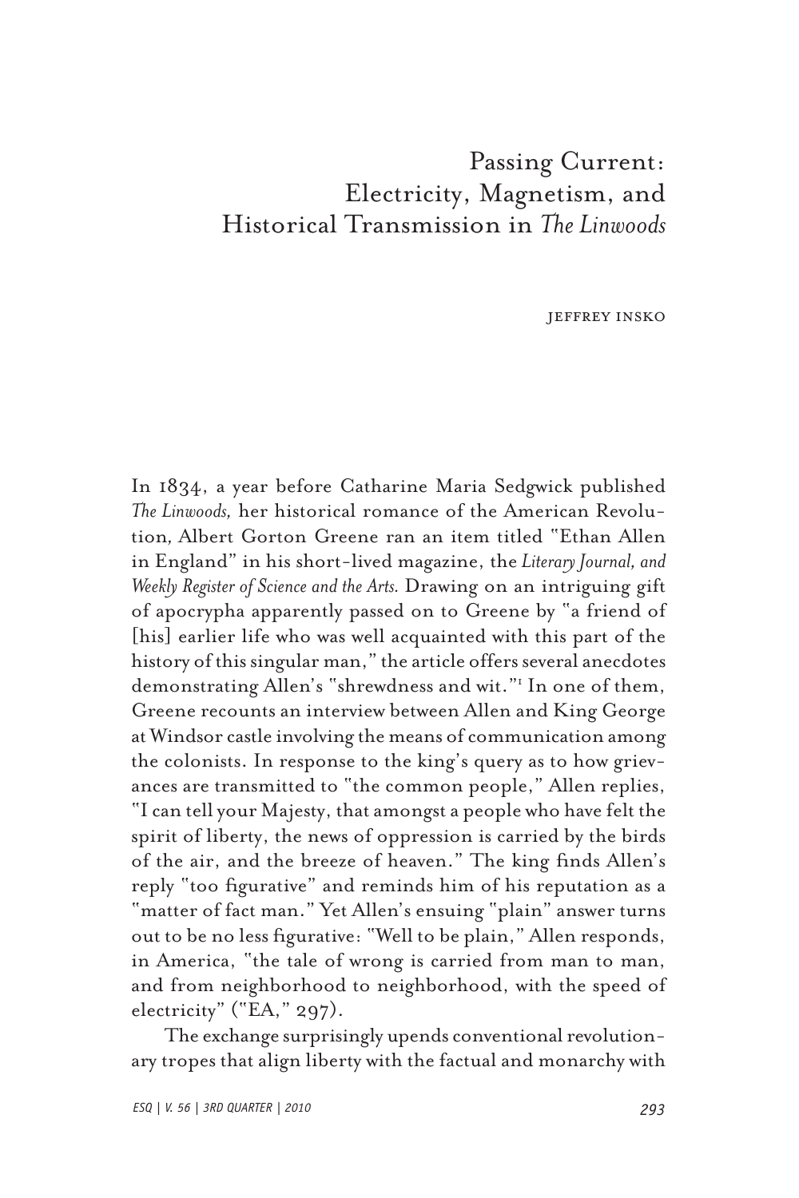# Passing Current: Electricity, Magnetism, and Historical Transmission in *The Linwoods*

JEFFREY INSKO

In 1834, a year before Catharine Maria Sedgwick published *The Linwoods,* her historical romance of the American Revolution, Albert Gorton Greene ran an item titled "Ethan Allen in England" in his short-lived magazine, the *Literary Journal, and Weekly Register of Science and the Arts.* Drawing on an intriguing gift of apocrypha apparently passed on to Greene by "a friend of [his] earlier life who was well acquainted with this part of the history of this singular man," the article offers several anecdotes demonstrating Allen's "shrewdness and wit."[1] In one of them, Greene recounts an interview between Allen and King George at Windsor castle involving the means of communication among the colonists. In response to the king's query as to how grievances are transmitted to "the common people," Allen replies, "I can tell your Majesty, that amongst a people who have felt the spirit of liberty, the news of oppression is carried by the birds of the air, and the breeze of heaven." The king finds Allen's reply "too figurative" and reminds him of his reputation as a "matter of fact man." Yet Allen's ensuing "plain" answer turns out to be no less figurative: "Well to be plain," Allen responds, in America, "the tale of wrong is carried from man to man, and from neighborhood to neighborhood, with the speed of electricity" ("EA," 297).

The exchange surprisingly upends conventional revolutionary tropes that align liberty with the factual and monarchy with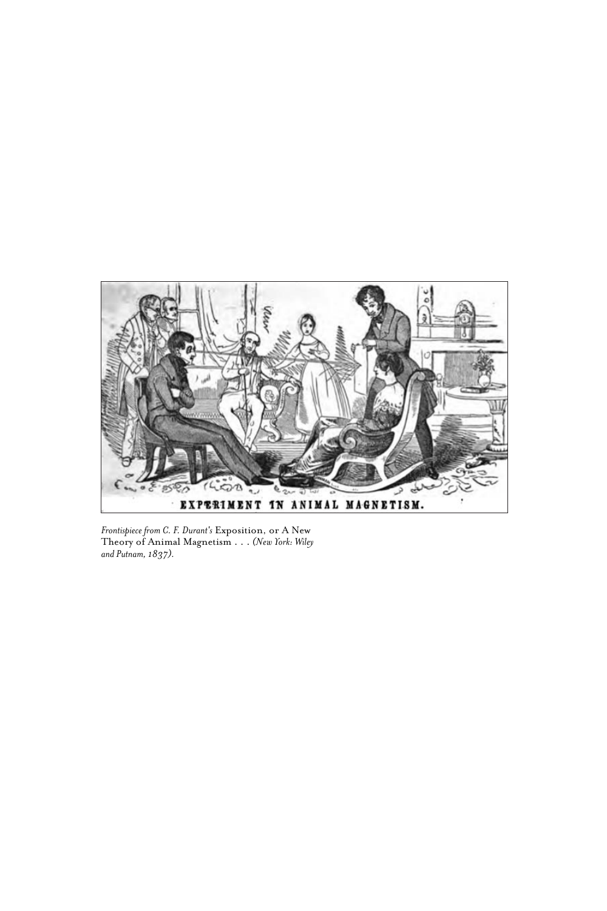EXPERIMENT IN ANIMAL MAGNETISM.

*Frontispiece from C. F. Durant's* Exposition, or A New Theory of Animal Magnetism . . . *(New York: Wiley and Putnam, 1837).*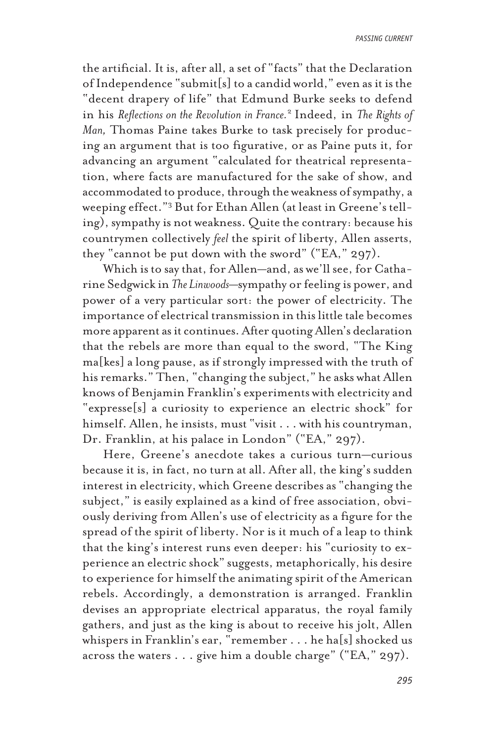the artificial. It is, after all, a set of "facts" that the Declaration of Independence "submit[s] to a candid world," even as it is the "decent drapery of life" that Edmund Burke seeks to defend in his *Reflections on the Revolution in France.*[2] Indeed, in *The Rights of Man,* Thomas Paine takes Burke to task precisely for producing an argument that is too figurative, or as Paine puts it, for advancing an argument "calculated for theatrical representation, where facts are manufactured for the sake of show, and accommodated to produce, through the weakness of sympathy, a weeping effect."[3] But for Ethan Allen (at least in Greene's telling), sympathy is not weakness. Quite the contrary: because his countrymen collectively *feel* the spirit of liberty, Allen asserts, they "cannot be put down with the sword" ("EA," 297).

Which is to say that, for Allen—and, as we'll see, for Catharine Sedgwick in *The Linwoods*—sympathy or feeling is power, and power of a very particular sort: the power of electricity. The importance of electrical transmission in this little tale becomes more apparent as it continues. After quoting Allen's declaration that the rebels are more than equal to the sword, "The King ma[kes] a long pause, as if strongly impressed with the truth of his remarks." Then, "changing the subject," he asks what Allen knows of Benjamin Franklin's experiments with electricity and "expresse[s] a curiosity to experience an electric shock" for himself. Allen, he insists, must "visit . . . with his countryman, Dr. Franklin, at his palace in London" ("EA," 297).

Here, Greene's anecdote takes a curious turn—curious because it is, in fact, no turn at all. After all, the king's sudden interest in electricity, which Greene describes as "changing the subject," is easily explained as a kind of free association, obviously deriving from Allen's use of electricity as a figure for the spread of the spirit of liberty. Nor is it much of a leap to think that the king's interest runs even deeper: his "curiosity to experience an electric shock" suggests, metaphorically, his desire to experience for himself the animating spirit of the American rebels. Accordingly, a demonstration is arranged. Franklin devises an appropriate electrical apparatus, the royal family gathers, and just as the king is about to receive his jolt, Allen whispers in Franklin's ear, "remember . . . he ha[s] shocked us across the waters . . . give him a double charge" ("EA," 297).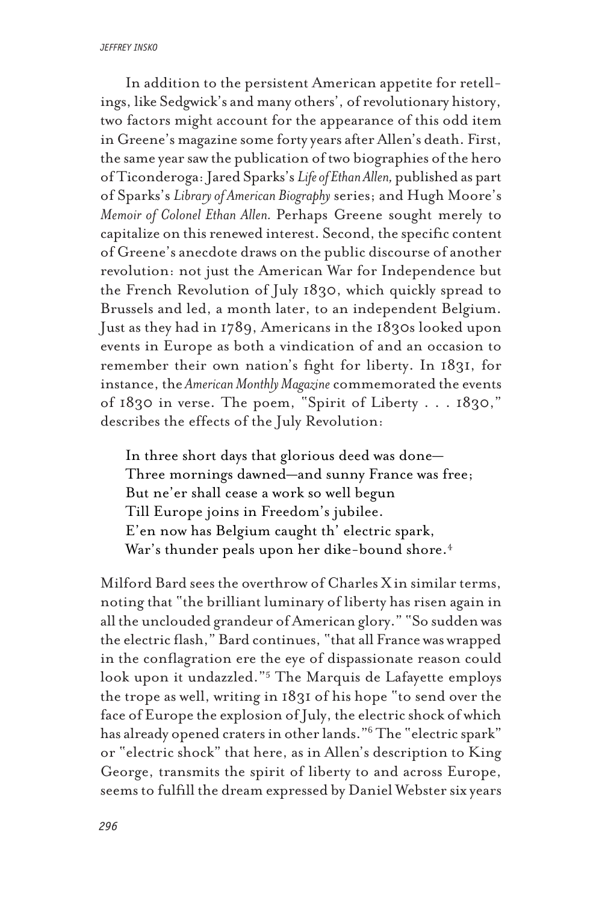In addition to the persistent American appetite for retellings, like Sedgwick's and many others', of revolutionary history, two factors might account for the appearance of this odd item in Greene's magazine some forty years after Allen's death. First, the same year saw the publication of two biographies of the hero of Ticonderoga: Jared Sparks's *Life of Ethan Allen,* published as part of Sparks's *Library of American Biography* series; and Hugh Moore's *Memoir of Colonel Ethan Allen.* Perhaps Greene sought merely to capitalize on this renewed interest. Second, the specific content of Greene's anecdote draws on the public discourse of another revolution: not just the American War for Independence but the French Revolution of July 1830, which quickly spread to Brussels and led, a month later, to an independent Belgium. Just as they had in 1789, Americans in the 1830s looked upon events in Europe as both a vindication of and an occasion to remember their own nation's fight for liberty. In 1831, for instance, the *American Monthly Magazine* commemorated the events of 1830 in verse. The poem, "Spirit of Liberty . . . 1830," describes the effects of the July Revolution:

> In three short days that glorious deed was done—
> Three mornings dawned—and sunny France was free;
> But ne'er shall cease a work so well begun
> Till Europe joins in Freedom's jubilee.
> E'en now has Belgium caught th' electric spark,
> War's thunder peals upon her dike-bound shore.[4]

Milford Bard sees the overthrow of Charles X in similar terms, noting that "the brilliant luminary of liberty has risen again in all the unclouded grandeur of American glory." "So sudden was the electric flash," Bard continues, "that all France was wrapped in the conflagration ere the eye of dispassionate reason could look upon it undazzled."[5] The Marquis de Lafayette employs the trope as well, writing in 1831 of his hope "to send over the face of Europe the explosion of July, the electric shock of which has already opened craters in other lands."[6] The "electric spark" or "electric shock" that here, as in Allen's description to King George, transmits the spirit of liberty to and across Europe, seems to fulfill the dream expressed by Daniel Webster six years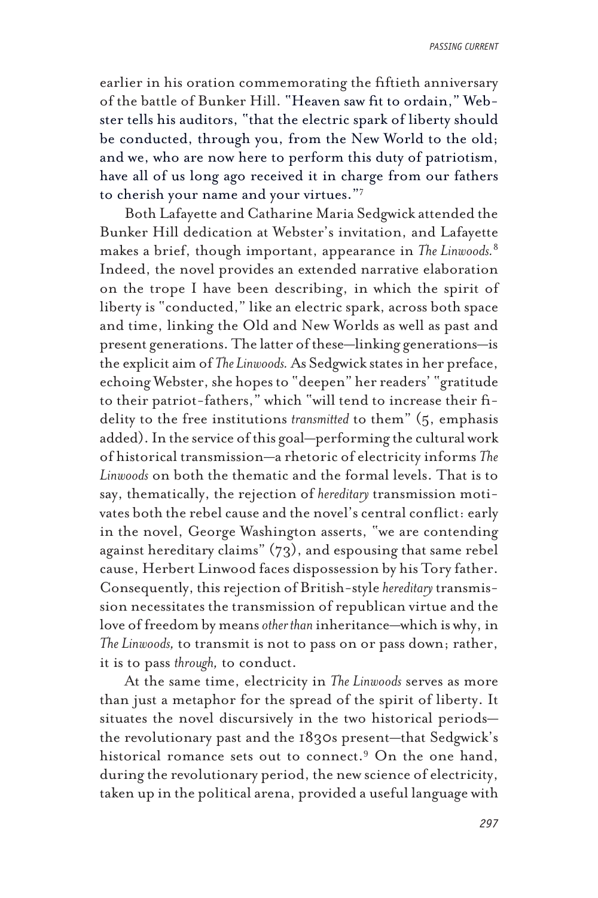earlier in his oration commemorating the fiftieth anniversary of the battle of Bunker Hill. "Heaven saw fit to ordain," Webster tells his auditors, "that the electric spark of liberty should be conducted, through you, from the New World to the old; and we, who are now here to perform this duty of patriotism, have all of us long ago received it in charge from our fathers to cherish your name and your virtues."[7]

Both Lafayette and Catharine Maria Sedgwick attended the Bunker Hill dedication at Webster's invitation, and Lafayette makes a brief, though important, appearance in *The Linwoods.*[8] Indeed, the novel provides an extended narrative elaboration on the trope I have been describing, in which the spirit of liberty is "conducted," like an electric spark, across both space and time, linking the Old and New Worlds as well as past and present generations. The latter of these—linking generations—is the explicit aim of *The Linwoods.* As Sedgwick states in her preface, echoing Webster, she hopes to "deepen" her readers' "gratitude to their patriot-fathers," which "will tend to increase their fidelity to the free institutions *transmitted* to them" (5, emphasis added). In the service of this goal—performing the cultural work of historical transmission—a rhetoric of electricity informs *The Linwoods* on both the thematic and the formal levels. That is to say, thematically, the rejection of *hereditary* transmission motivates both the rebel cause and the novel's central conflict: early in the novel, George Washington asserts, "we are contending against hereditary claims" (73), and espousing that same rebel cause, Herbert Linwood faces dispossession by his Tory father. Consequently, this rejection of British-style *hereditary* transmission necessitates the transmission of republican virtue and the love of freedom by means *other than* inheritance—which is why, in *The Linwoods,* to transmit is not to pass on or pass down; rather, it is to pass *through,* to conduct.

At the same time, electricity in *The Linwoods* serves as more than just a metaphor for the spread of the spirit of liberty. It situates the novel discursively in the two historical periods—the revolutionary past and the 1830s present—that Sedgwick's historical romance sets out to connect.[9] On the one hand, during the revolutionary period, the new science of electricity, taken up in the political arena, provided a useful language with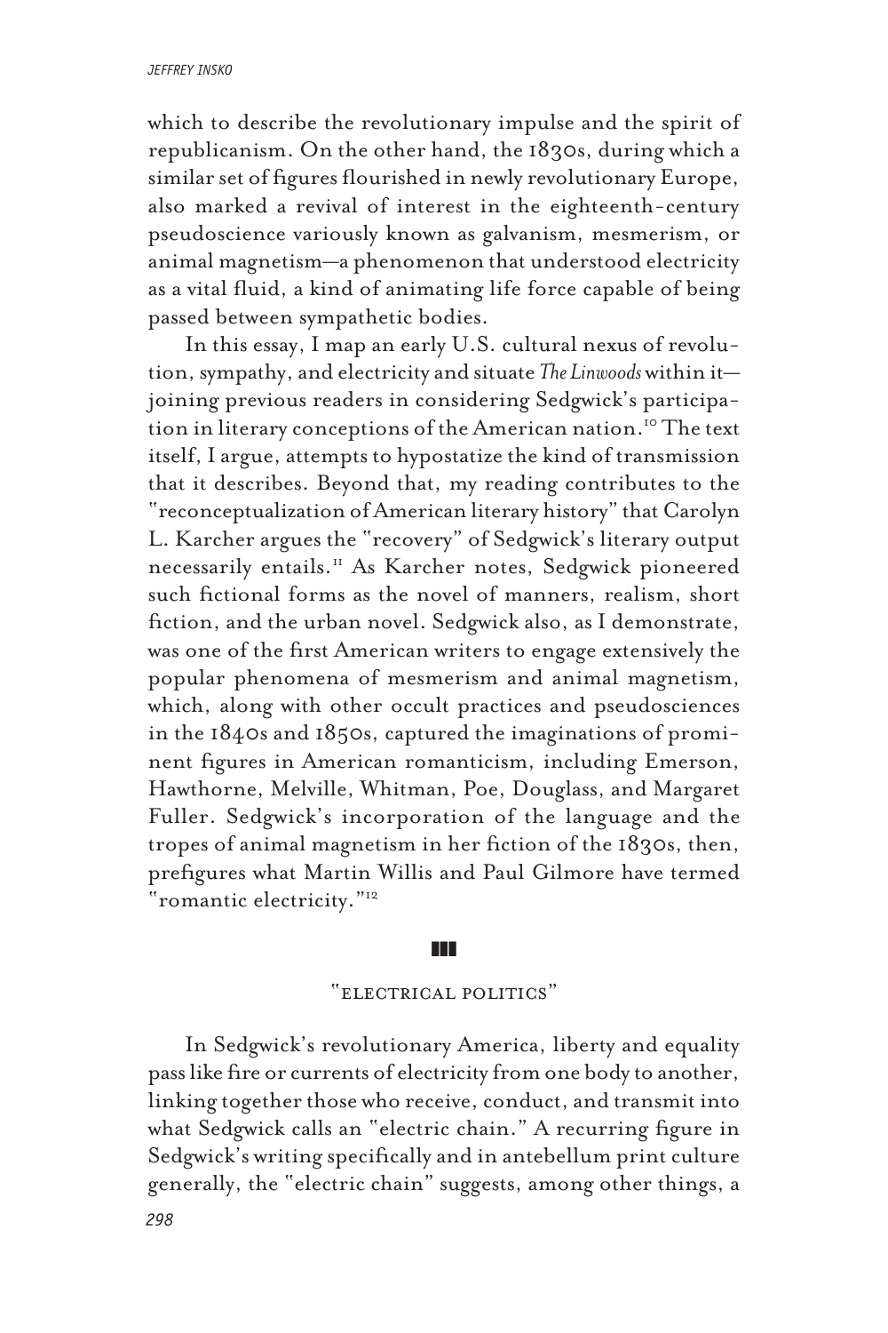which to describe the revolutionary impulse and the spirit of republicanism. On the other hand, the 1830s, during which a similar set of figures flourished in newly revolutionary Europe, also marked a revival of interest in the eighteenth-century pseudoscience variously known as galvanism, mesmerism, or animal magnetism—a phenomenon that understood electricity as a vital fluid, a kind of animating life force capable of being passed between sympathetic bodies.

In this essay, I map an early U.S. cultural nexus of revolution, sympathy, and electricity and situate *The Linwoods* within it—joining previous readers in considering Sedgwick's participation in literary conceptions of the American nation.[10] The text itself, I argue, attempts to hypostatize the kind of transmission that it describes. Beyond that, my reading contributes to the "reconceptualization of American literary history" that Carolyn L. Karcher argues the "recovery" of Sedgwick's literary output necessarily entails.[11] As Karcher notes, Sedgwick pioneered such fictional forms as the novel of manners, realism, short fiction, and the urban novel. Sedgwick also, as I demonstrate, was one of the first American writers to engage extensively the popular phenomena of mesmerism and animal magnetism, which, along with other occult practices and pseudosciences in the 1840s and 1850s, captured the imaginations of prominent figures in American romanticism, including Emerson, Hawthorne, Melville, Whitman, Poe, Douglass, and Margaret Fuller. Sedgwick's incorporation of the language and the tropes of animal magnetism in her fiction of the 1830s, then, prefigures what Martin Willis and Paul Gilmore have termed "romantic electricity."[12]

## "Electrical Politics"

In Sedgwick's revolutionary America, liberty and equality pass like fire or currents of electricity from one body to another, linking together those who receive, conduct, and transmit into what Sedgwick calls an "electric chain." A recurring figure in Sedgwick's writing specifically and in antebellum print culture generally, the "electric chain" suggests, among other things, a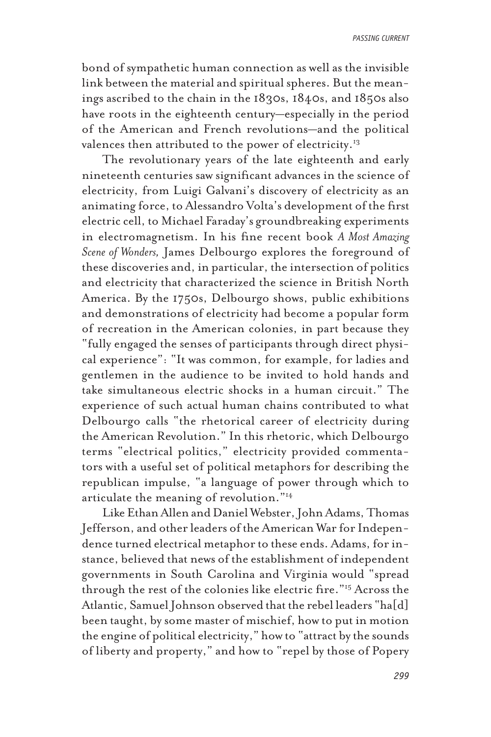bond of sympathetic human connection as well as the invisible link between the material and spiritual spheres. But the meanings ascribed to the chain in the 1830s, 1840s, and 1850s also have roots in the eighteenth century—especially in the period of the American and French revolutions—and the political valences then attributed to the power of electricity.[13]

The revolutionary years of the late eighteenth and early nineteenth centuries saw significant advances in the science of electricity, from Luigi Galvani's discovery of electricity as an animating force, to Alessandro Volta's development of the first electric cell, to Michael Faraday's groundbreaking experiments in electromagnetism. In his fine recent book *A Most Amazing Scene of Wonders,* James Delbourgo explores the foreground of these discoveries and, in particular, the intersection of politics and electricity that characterized the science in British North America. By the 1750s, Delbourgo shows, public exhibitions and demonstrations of electricity had become a popular form of recreation in the American colonies, in part because they "fully engaged the senses of participants through direct physical experience": "It was common, for example, for ladies and gentlemen in the audience to be invited to hold hands and take simultaneous electric shocks in a human circuit." The experience of such actual human chains contributed to what Delbourgo calls "the rhetorical career of electricity during the American Revolution." In this rhetoric, which Delbourgo terms "electrical politics," electricity provided commentators with a useful set of political metaphors for describing the republican impulse, "a language of power through which to articulate the meaning of revolution."[14]

Like Ethan Allen and Daniel Webster, John Adams, Thomas Jefferson, and other leaders of the American War for Independence turned electrical metaphor to these ends. Adams, for instance, believed that news of the establishment of independent governments in South Carolina and Virginia would "spread through the rest of the colonies like electric fire."[15] Across the Atlantic, Samuel Johnson observed that the rebel leaders "ha[d] been taught, by some master of mischief, how to put in motion the engine of political electricity," how to "attract by the sounds of liberty and property," and how to "repel by those of Popery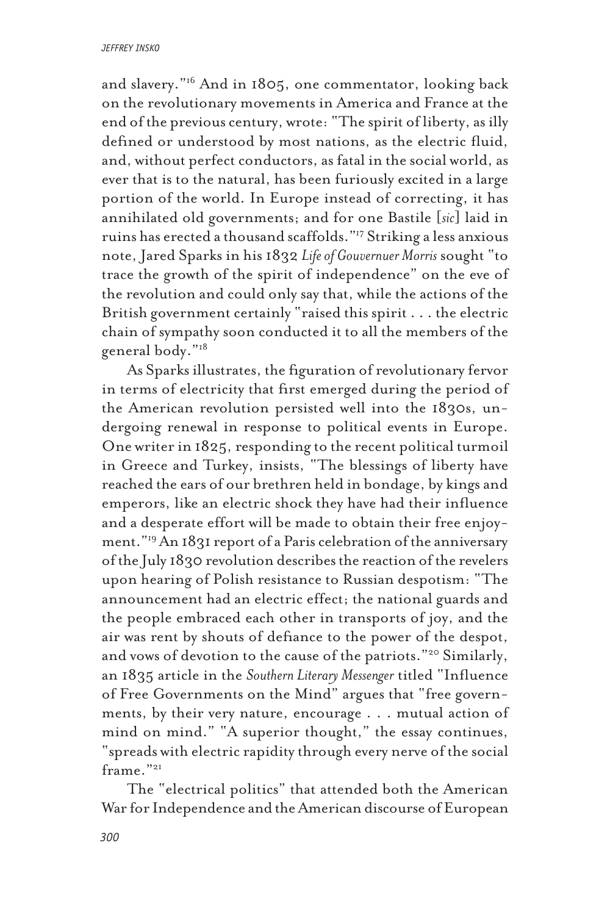and slavery."[16] And in 1805, one commentator, looking back on the revolutionary movements in America and France at the end of the previous century, wrote: "The spirit of liberty, as illy defined or understood by most nations, as the electric fluid, and, without perfect conductors, as fatal in the social world, as ever that is to the natural, has been furiously excited in a large portion of the world. In Europe instead of correcting, it has annihilated old governments; and for one Bastile [*sic*] laid in ruins has erected a thousand scaffolds."[17] Striking a less anxious note, Jared Sparks in his 1832 *Life of Gouvernuer Morris* sought "to trace the growth of the spirit of independence" on the eve of the revolution and could only say that, while the actions of the British government certainly "raised this spirit . . . the electric chain of sympathy soon conducted it to all the members of the general body."[18]

As Sparks illustrates, the figuration of revolutionary fervor in terms of electricity that first emerged during the period of the American revolution persisted well into the 1830s, undergoing renewal in response to political events in Europe. One writer in 1825, responding to the recent political turmoil in Greece and Turkey, insists, "The blessings of liberty have reached the ears of our brethren held in bondage, by kings and emperors, like an electric shock they have had their influence and a desperate effort will be made to obtain their free enjoyment."[19] An 1831 report of a Paris celebration of the anniversary of the July 1830 revolution describes the reaction of the revelers upon hearing of Polish resistance to Russian despotism: "The announcement had an electric effect; the national guards and the people embraced each other in transports of joy, and the air was rent by shouts of defiance to the power of the despot, and vows of devotion to the cause of the patriots."[20] Similarly, an 1835 article in the *Southern Literary Messenger* titled "Influence of Free Governments on the Mind" argues that "free governments, by their very nature, encourage . . . mutual action of mind on mind." "A superior thought," the essay continues, "spreads with electric rapidity through every nerve of the social frame."[21]

The "electrical politics" that attended both the American War for Independence and the American discourse of European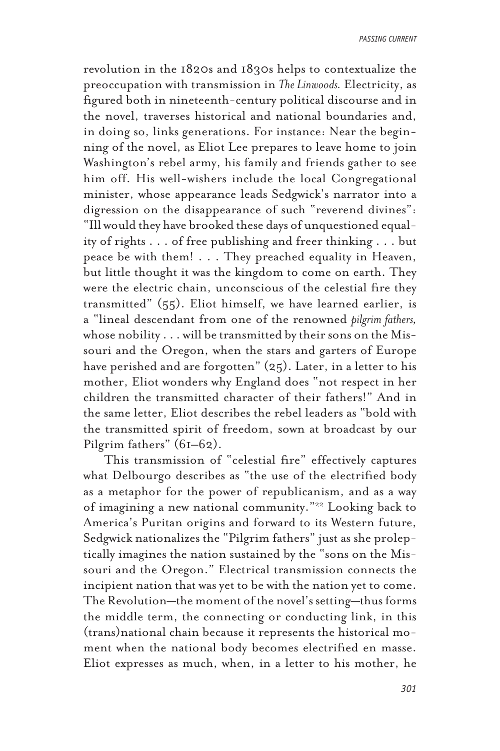revolution in the 1820s and 1830s helps to contextualize the preoccupation with transmission in *The Linwoods.* Electricity, as figured both in nineteenth-century political discourse and in the novel, traverses historical and national boundaries and, in doing so, links generations. For instance: Near the beginning of the novel, as Eliot Lee prepares to leave home to join Washington's rebel army, his family and friends gather to see him off. His well-wishers include the local Congregational minister, whose appearance leads Sedgwick's narrator into a digression on the disappearance of such "reverend divines": "Ill would they have brooked these days of unquestioned equality of rights . . . of free publishing and freer thinking . . . but peace be with them! . . . They preached equality in Heaven, but little thought it was the kingdom to come on earth. They were the electric chain, unconscious of the celestial fire they transmitted" (55). Eliot himself, we have learned earlier, is a "lineal descendant from one of the renowned *pilgrim fathers,* whose nobility . . . will be transmitted by their sons on the Missouri and the Oregon, when the stars and garters of Europe have perished and are forgotten" (25). Later, in a letter to his mother, Eliot wonders why England does "not respect in her children the transmitted character of their fathers!" And in the same letter, Eliot describes the rebel leaders as "bold with the transmitted spirit of freedom, sown at broadcast by our Pilgrim fathers" (61–62).

This transmission of "celestial fire" effectively captures what Delbourgo describes as "the use of the electrified body as a metaphor for the power of republicanism, and as a way of imagining a new national community."[22] Looking back to America's Puritan origins and forward to its Western future, Sedgwick nationalizes the "Pilgrim fathers" just as she proleptically imagines the nation sustained by the "sons on the Missouri and the Oregon." Electrical transmission connects the incipient nation that was yet to be with the nation yet to come. The Revolution—the moment of the novel's setting—thus forms the middle term, the connecting or conducting link, in this (trans)national chain because it represents the historical moment when the national body becomes electrified en masse. Eliot expresses as much, when, in a letter to his mother, he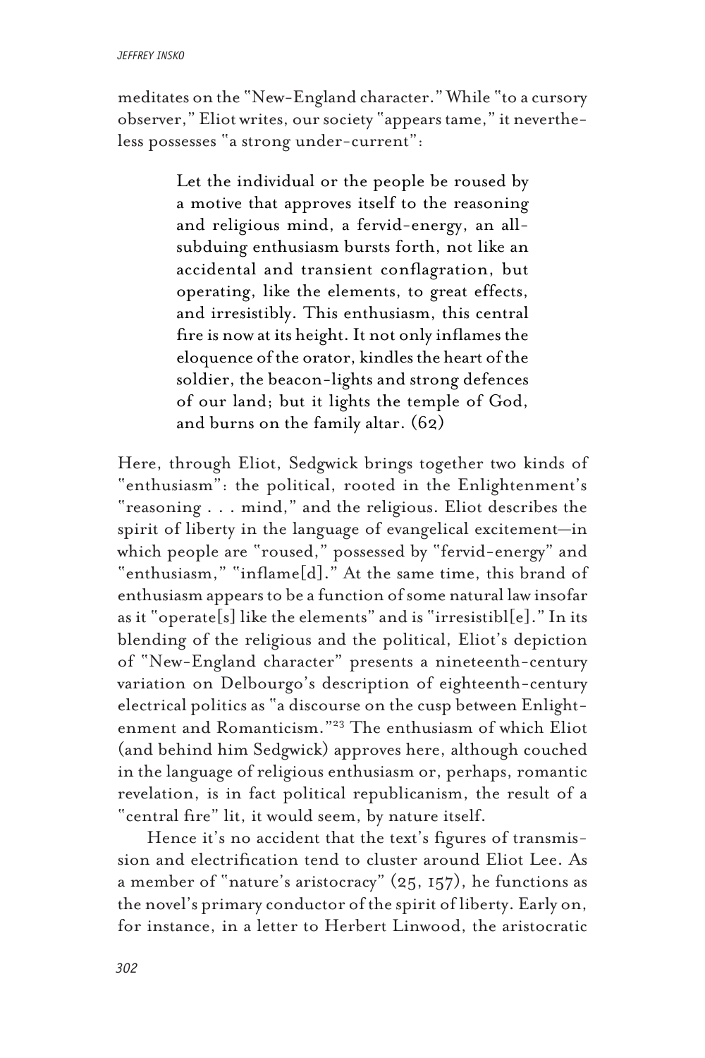meditates on the "New-England character." While "to a cursory observer," Eliot writes, our society "appears tame," it nevertheless possesses "a strong under-current":

> Let the individual or the people be roused by a motive that approves itself to the reasoning and religious mind, a fervid-energy, an all-subduing enthusiasm bursts forth, not like an accidental and transient conflagration, but operating, like the elements, to great effects, and irresistibly. This enthusiasm, this central fire is now at its height. It not only inflames the eloquence of the orator, kindles the heart of the soldier, the beacon-lights and strong defences of our land; but it lights the temple of God, and burns on the family altar. (62)

Here, through Eliot, Sedgwick brings together two kinds of "enthusiasm": the political, rooted in the Enlightenment's "reasoning . . . mind," and the religious. Eliot describes the spirit of liberty in the language of evangelical excitement—in which people are "roused," possessed by "fervid-energy" and "enthusiasm," "inflame[d]." At the same time, this brand of enthusiasm appears to be a function of some natural law insofar as it "operate[s] like the elements" and is "irresistibl[e]." In its blending of the religious and the political, Eliot's depiction of "New-England character" presents a nineteenth-century variation on Delbourgo's description of eighteenth-century electrical politics as "a discourse on the cusp between Enlightenment and Romanticism."[23] The enthusiasm of which Eliot (and behind him Sedgwick) approves here, although couched in the language of religious enthusiasm or, perhaps, romantic revelation, is in fact political republicanism, the result of a "central fire" lit, it would seem, by nature itself.

Hence it's no accident that the text's figures of transmission and electrification tend to cluster around Eliot Lee. As a member of "nature's aristocracy" (25, 157), he functions as the novel's primary conductor of the spirit of liberty. Early on, for instance, in a letter to Herbert Linwood, the aristocratic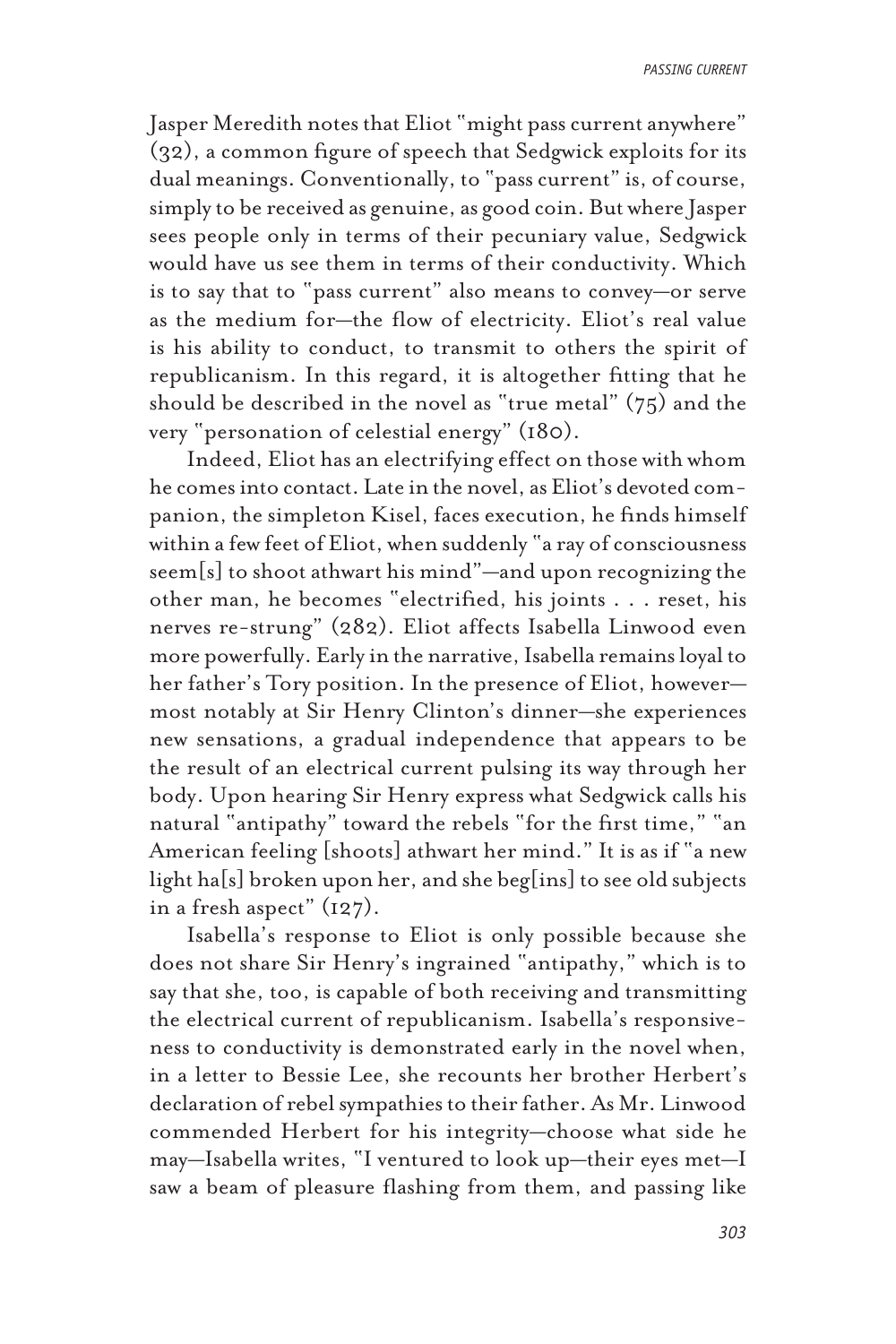Jasper Meredith notes that Eliot "might pass current anywhere" (32), a common figure of speech that Sedgwick exploits for its dual meanings. Conventionally, to "pass current" is, of course, simply to be received as genuine, as good coin. But where Jasper sees people only in terms of their pecuniary value, Sedgwick would have us see them in terms of their conductivity. Which is to say that to "pass current" also means to convey—or serve as the medium for—the flow of electricity. Eliot's real value is his ability to conduct, to transmit to others the spirit of republicanism. In this regard, it is altogether fitting that he should be described in the novel as "true metal" (75) and the very "personation of celestial energy" (180).

Indeed, Eliot has an electrifying effect on those with whom he comes into contact. Late in the novel, as Eliot's devoted companion, the simpleton Kisel, faces execution, he finds himself within a few feet of Eliot, when suddenly "a ray of consciousness seem[s] to shoot athwart his mind"—and upon recognizing the other man, he becomes "electrified, his joints . . . reset, his nerves re-strung" (282). Eliot affects Isabella Linwood even more powerfully. Early in the narrative, Isabella remains loyal to her father's Tory position. In the presence of Eliot, however—most notably at Sir Henry Clinton's dinner—she experiences new sensations, a gradual independence that appears to be the result of an electrical current pulsing its way through her body. Upon hearing Sir Henry express what Sedgwick calls his natural "antipathy" toward the rebels "for the first time," "an American feeling [shoots] athwart her mind." It is as if "a new light ha[s] broken upon her, and she beg[ins] to see old subjects in a fresh aspect" (127).

Isabella's response to Eliot is only possible because she does not share Sir Henry's ingrained "antipathy," which is to say that she, too, is capable of both receiving and transmitting the electrical current of republicanism. Isabella's responsiveness to conductivity is demonstrated early in the novel when, in a letter to Bessie Lee, she recounts her brother Herbert's declaration of rebel sympathies to their father. As Mr. Linwood commended Herbert for his integrity—choose what side he may—Isabella writes, "I ventured to look up—their eyes met—I saw a beam of pleasure flashing from them, and passing like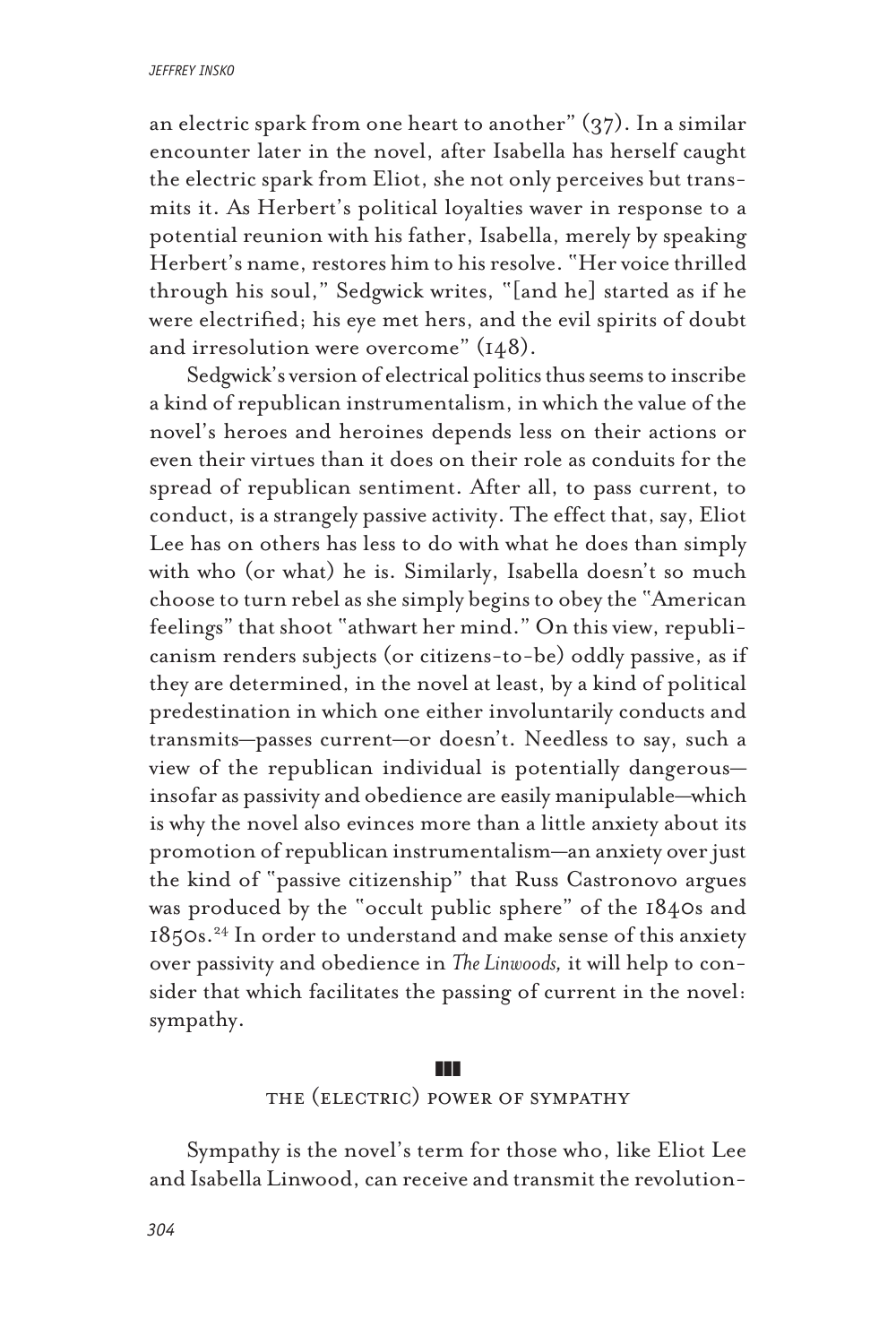an electric spark from one heart to another" (37). In a similar encounter later in the novel, after Isabella has herself caught the electric spark from Eliot, she not only perceives but transmits it. As Herbert's political loyalties waver in response to a potential reunion with his father, Isabella, merely by speaking Herbert's name, restores him to his resolve. "Her voice thrilled through his soul," Sedgwick writes, "[and he] started as if he were electrified; his eye met hers, and the evil spirits of doubt and irresolution were overcome" (148).

Sedgwick's version of electrical politics thus seems to inscribe a kind of republican instrumentalism, in which the value of the novel's heroes and heroines depends less on their actions or even their virtues than it does on their role as conduits for the spread of republican sentiment. After all, to pass current, to conduct, is a strangely passive activity. The effect that, say, Eliot Lee has on others has less to do with what he does than simply with who (or what) he is. Similarly, Isabella doesn't so much choose to turn rebel as she simply begins to obey the "American feelings" that shoot "athwart her mind." On this view, republicanism renders subjects (or citizens-to-be) oddly passive, as if they are determined, in the novel at least, by a kind of political predestination in which one either involuntarily conducts and transmits—passes current—or doesn't. Needless to say, such a view of the republican individual is potentially dangerous—insofar as passivity and obedience are easily manipulable—which is why the novel also evinces more than a little anxiety about its promotion of republican instrumentalism—an anxiety over just the kind of "passive citizenship" that Russ Castronovo argues was produced by the "occult public sphere" of the 1840s and 1850s.[24] In order to understand and make sense of this anxiety over passivity and obedience in *The Linwoods,* it will help to consider that which facilitates the passing of current in the novel: sympathy.

## THE (ELECTRIC) POWER OF SYMPATHY

Sympathy is the novel's term for those who, like Eliot Lee and Isabella Linwood, can receive and transmit the revolution-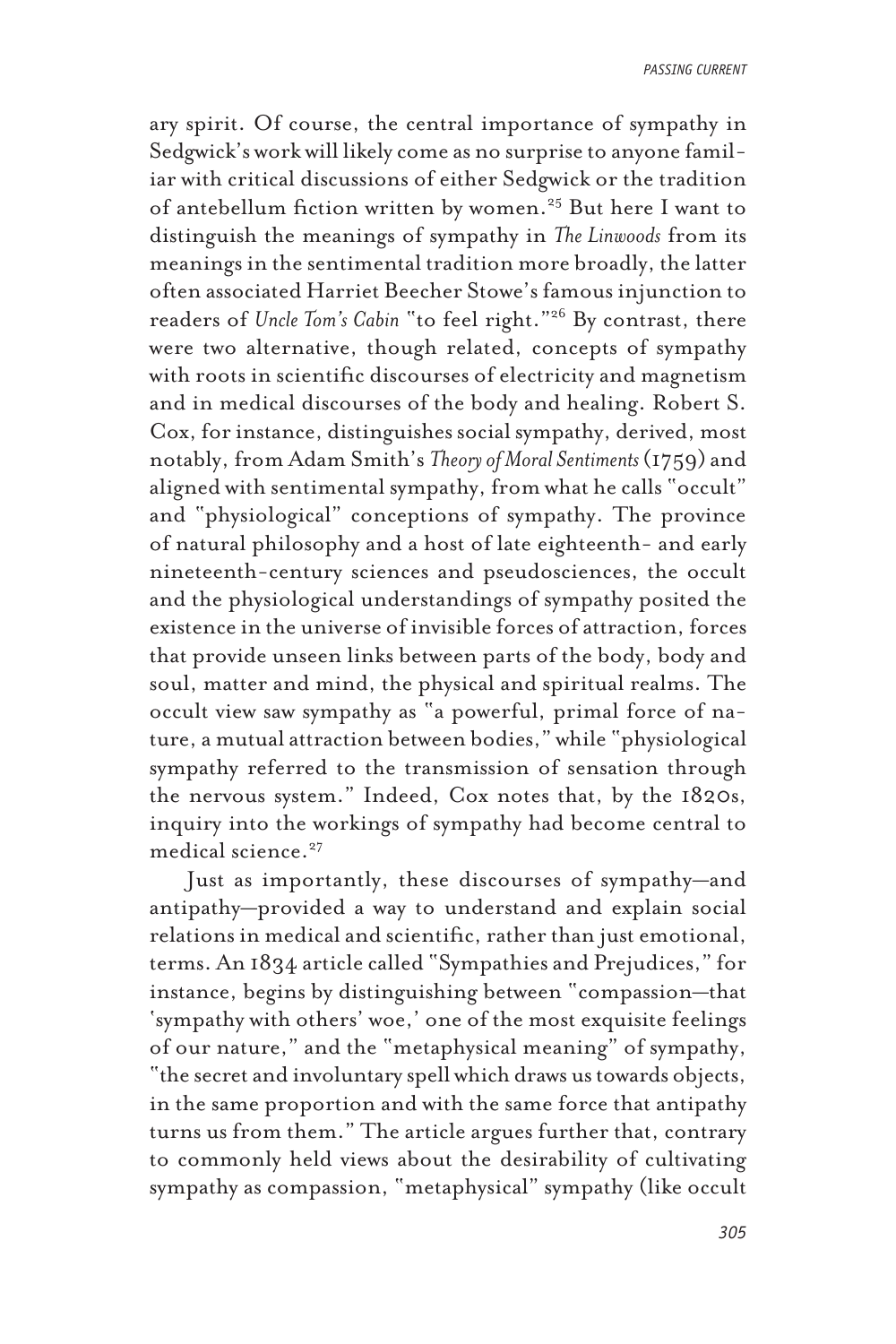ary spirit. Of course, the central importance of sympathy in Sedgwick's work will likely come as no surprise to anyone familiar with critical discussions of either Sedgwick or the tradition of antebellum fiction written by women.[25] But here I want to distinguish the meanings of sympathy in *The Linwoods* from its meanings in the sentimental tradition more broadly, the latter often associated Harriet Beecher Stowe's famous injunction to readers of *Uncle Tom's Cabin* "to feel right."[26] By contrast, there were two alternative, though related, concepts of sympathy with roots in scientific discourses of electricity and magnetism and in medical discourses of the body and healing. Robert S. Cox, for instance, distinguishes social sympathy, derived, most notably, from Adam Smith's *Theory of Moral Sentiments* (1759) and aligned with sentimental sympathy, from what he calls "occult" and "physiological" conceptions of sympathy. The province of natural philosophy and a host of late eighteenth- and early nineteenth-century sciences and pseudosciences, the occult and the physiological understandings of sympathy posited the existence in the universe of invisible forces of attraction, forces that provide unseen links between parts of the body, body and soul, matter and mind, the physical and spiritual realms. The occult view saw sympathy as "a powerful, primal force of nature, a mutual attraction between bodies," while "physiological sympathy referred to the transmission of sensation through the nervous system." Indeed, Cox notes that, by the 1820s, inquiry into the workings of sympathy had become central to medical science.[27]

Just as importantly, these discourses of sympathy—and antipathy—provided a way to understand and explain social relations in medical and scientific, rather than just emotional, terms. An 1834 article called "Sympathies and Prejudices," for instance, begins by distinguishing between "compassion—that 'sympathy with others' woe,' one of the most exquisite feelings of our nature," and the "metaphysical meaning" of sympathy, "the secret and involuntary spell which draws us towards objects, in the same proportion and with the same force that antipathy turns us from them." The article argues further that, contrary to commonly held views about the desirability of cultivating sympathy as compassion, "metaphysical" sympathy (like occult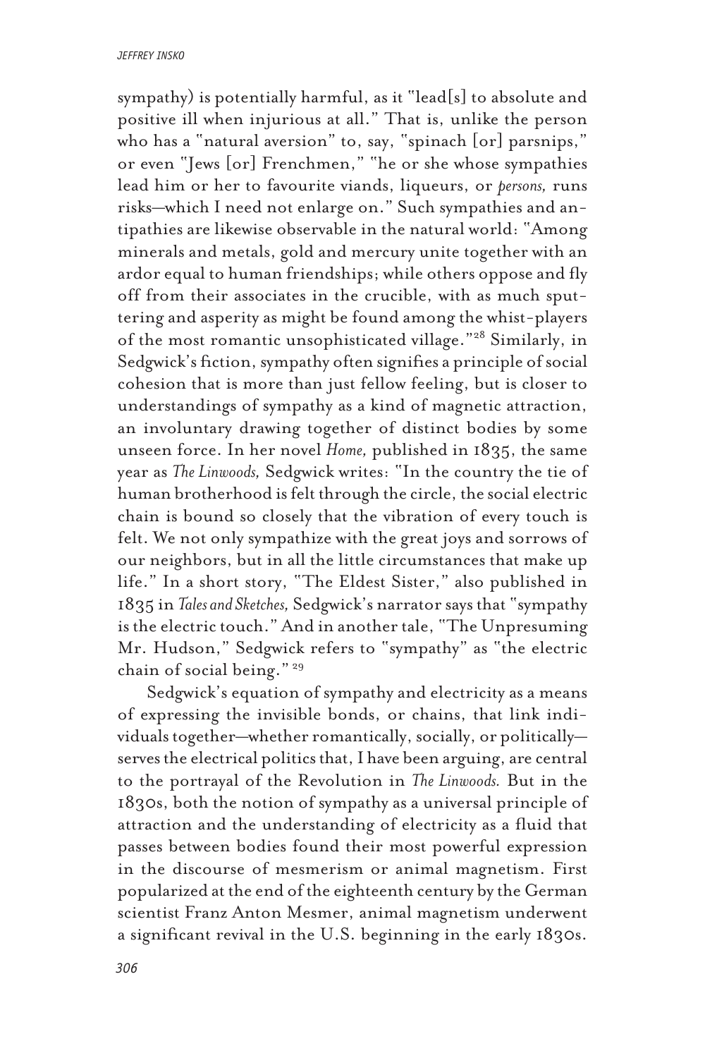sympathy) is potentially harmful, as it "lead[s] to absolute and positive ill when injurious at all." That is, unlike the person who has a "natural aversion" to, say, "spinach [or] parsnips," or even "Jews [or] Frenchmen," "he or she whose sympathies lead him or her to favourite viands, liqueurs, or *persons,* runs risks—which I need not enlarge on." Such sympathies and antipathies are likewise observable in the natural world: "Among minerals and metals, gold and mercury unite together with an ardor equal to human friendships; while others oppose and fly off from their associates in the crucible, with as much sputtering and asperity as might be found among the whist-players of the most romantic unsophisticated village."[28] Similarly, in Sedgwick's fiction, sympathy often signifies a principle of social cohesion that is more than just fellow feeling, but is closer to understandings of sympathy as a kind of magnetic attraction, an involuntary drawing together of distinct bodies by some unseen force. In her novel *Home,* published in 1835, the same year as *The Linwoods,* Sedgwick writes: "In the country the tie of human brotherhood is felt through the circle, the social electric chain is bound so closely that the vibration of every touch is felt. We not only sympathize with the great joys and sorrows of our neighbors, but in all the little circumstances that make up life." In a short story, "The Eldest Sister," also published in 1835 in *Tales and Sketches,* Sedgwick's narrator says that "sympathy is the electric touch." And in another tale, "The Unpresuming Mr. Hudson," Sedgwick refers to "sympathy" as "the electric chain of social being." [29]

Sedgwick's equation of sympathy and electricity as a means of expressing the invisible bonds, or chains, that link individuals together—whether romantically, socially, or politically—serves the electrical politics that, I have been arguing, are central to the portrayal of the Revolution in *The Linwoods.* But in the 1830s, both the notion of sympathy as a universal principle of attraction and the understanding of electricity as a fluid that passes between bodies found their most powerful expression in the discourse of mesmerism or animal magnetism. First popularized at the end of the eighteenth century by the German scientist Franz Anton Mesmer, animal magnetism underwent a significant revival in the U.S. beginning in the early 1830s.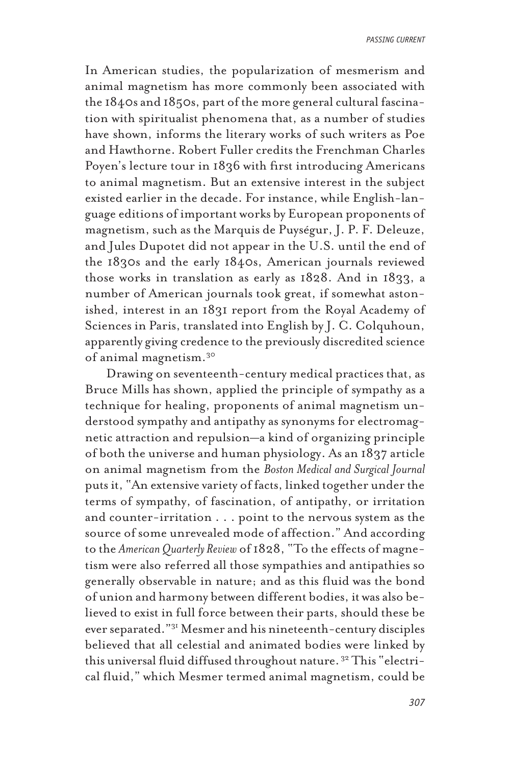In American studies, the popularization of mesmerism and animal magnetism has more commonly been associated with the 1840s and 1850s, part of the more general cultural fascination with spiritualist phenomena that, as a number of studies have shown, informs the literary works of such writers as Poe and Hawthorne. Robert Fuller credits the Frenchman Charles Poyen's lecture tour in 1836 with first introducing Americans to animal magnetism. But an extensive interest in the subject existed earlier in the decade. For instance, while English-language editions of important works by European proponents of magnetism, such as the Marquis de Puységur, J. P. F. Deleuze, and Jules Dupotet did not appear in the U.S. until the end of the 1830s and the early 1840s, American journals reviewed those works in translation as early as 1828. And in 1833, a number of American journals took great, if somewhat astonished, interest in an 1831 report from the Royal Academy of Sciences in Paris, translated into English by J. C. Colquhoun, apparently giving credence to the previously discredited science of animal magnetism.[30]

Drawing on seventeenth-century medical practices that, as Bruce Mills has shown, applied the principle of sympathy as a technique for healing, proponents of animal magnetism understood sympathy and antipathy as synonyms for electromagnetic attraction and repulsion—a kind of organizing principle of both the universe and human physiology. As an 1837 article on animal magnetism from the *Boston Medical and Surgical Journal* puts it, "An extensive variety of facts, linked together under the terms of sympathy, of fascination, of antipathy, or irritation and counter-irritation . . . point to the nervous system as the source of some unrevealed mode of affection." And according to the *American Quarterly Review* of 1828, "To the effects of magnetism were also referred all those sympathies and antipathies so generally observable in nature; and as this fluid was the bond of union and harmony between different bodies, it was also believed to exist in full force between their parts, should these be ever separated."[31] Mesmer and his nineteenth-century disciples believed that all celestial and animated bodies were linked by this universal fluid diffused throughout nature.[32] This "electrical fluid," which Mesmer termed animal magnetism, could be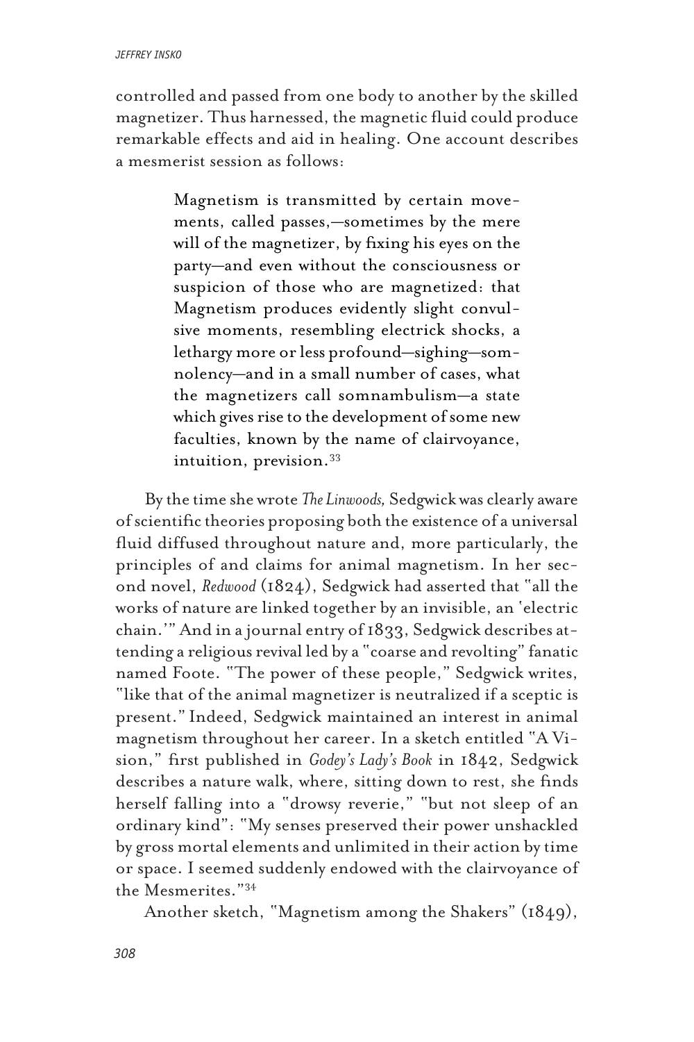controlled and passed from one body to another by the skilled magnetizer. Thus harnessed, the magnetic fluid could produce remarkable effects and aid in healing. One account describes a mesmerist session as follows:

> Magnetism is transmitted by certain movements, called passes,—sometimes by the mere will of the magnetizer, by fixing his eyes on the party—and even without the consciousness or suspicion of those who are magnetized: that Magnetism produces evidently slight convulsive moments, resembling electrick shocks, a lethargy more or less profound—sighing—somnolency—and in a small number of cases, what the magnetizers call somnambulism—a state which gives rise to the development of some new faculties, known by the name of clairvoyance, intuition, prevision.[33]

By the time she wrote *The Linwoods,* Sedgwick was clearly aware of scientific theories proposing both the existence of a universal fluid diffused throughout nature and, more particularly, the principles of and claims for animal magnetism. In her second novel, *Redwood* (1824), Sedgwick had asserted that "all the works of nature are linked together by an invisible, an 'electric chain.'" And in a journal entry of 1833, Sedgwick describes attending a religious revival led by a "coarse and revolting" fanatic named Foote. "The power of these people," Sedgwick writes, "like that of the animal magnetizer is neutralized if a sceptic is present." Indeed, Sedgwick maintained an interest in animal magnetism throughout her career. In a sketch entitled "A Vision," first published in *Godey's Lady's Book* in 1842, Sedgwick describes a nature walk, where, sitting down to rest, she finds herself falling into a "drowsy reverie," "but not sleep of an ordinary kind": "My senses preserved their power unshackled by gross mortal elements and unlimited in their action by time or space. I seemed suddenly endowed with the clairvoyance of the Mesmerites."[34]

Another sketch, "Magnetism among the Shakers" (1849),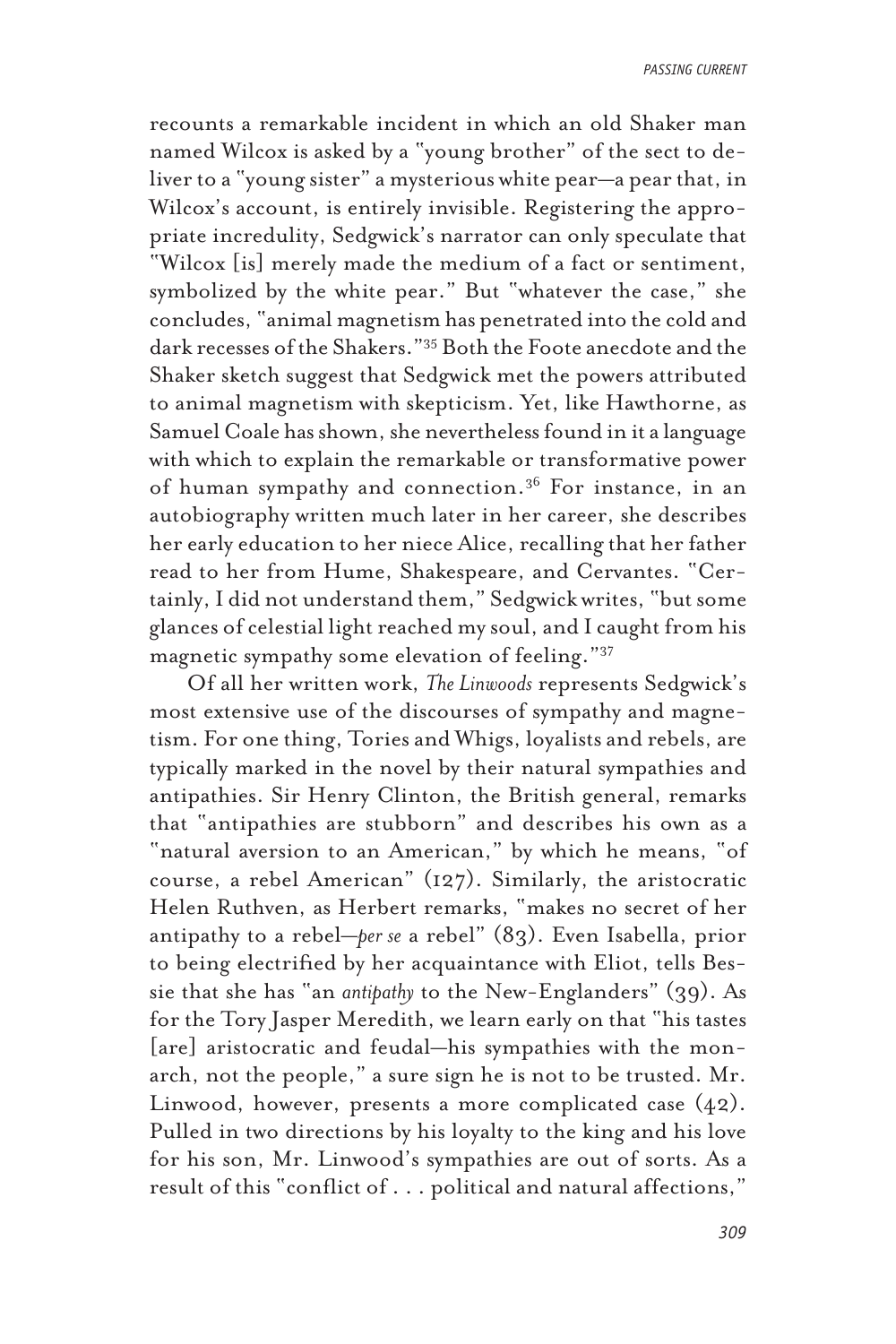recounts a remarkable incident in which an old Shaker man named Wilcox is asked by a "young brother" of the sect to deliver to a "young sister" a mysterious white pear—a pear that, in Wilcox's account, is entirely invisible. Registering the appropriate incredulity, Sedgwick's narrator can only speculate that "Wilcox [is] merely made the medium of a fact or sentiment, symbolized by the white pear." But "whatever the case," she concludes, "animal magnetism has penetrated into the cold and dark recesses of the Shakers."[35] Both the Foote anecdote and the Shaker sketch suggest that Sedgwick met the powers attributed to animal magnetism with skepticism. Yet, like Hawthorne, as Samuel Coale has shown, she nevertheless found in it a language with which to explain the remarkable or transformative power of human sympathy and connection.[36] For instance, in an autobiography written much later in her career, she describes her early education to her niece Alice, recalling that her father read to her from Hume, Shakespeare, and Cervantes. "Certainly, I did not understand them," Sedgwick writes, "but some glances of celestial light reached my soul, and I caught from his magnetic sympathy some elevation of feeling."[37]

Of all her written work, *The Linwoods* represents Sedgwick's most extensive use of the discourses of sympathy and magnetism. For one thing, Tories and Whigs, loyalists and rebels, are typically marked in the novel by their natural sympathies and antipathies. Sir Henry Clinton, the British general, remarks that "antipathies are stubborn" and describes his own as a "natural aversion to an American," by which he means, "of course, a rebel American" (127). Similarly, the aristocratic Helen Ruthven, as Herbert remarks, "makes no secret of her antipathy to a rebel—*per se* a rebel" (83). Even Isabella, prior to being electrified by her acquaintance with Eliot, tells Bessie that she has "an *antipathy* to the New-Englanders" (39). As for the Tory Jasper Meredith, we learn early on that "his tastes [are] aristocratic and feudal—his sympathies with the monarch, not the people," a sure sign he is not to be trusted. Mr. Linwood, however, presents a more complicated case (42). Pulled in two directions by his loyalty to the king and his love for his son, Mr. Linwood's sympathies are out of sorts. As a result of this "conflict of . . . political and natural affections,"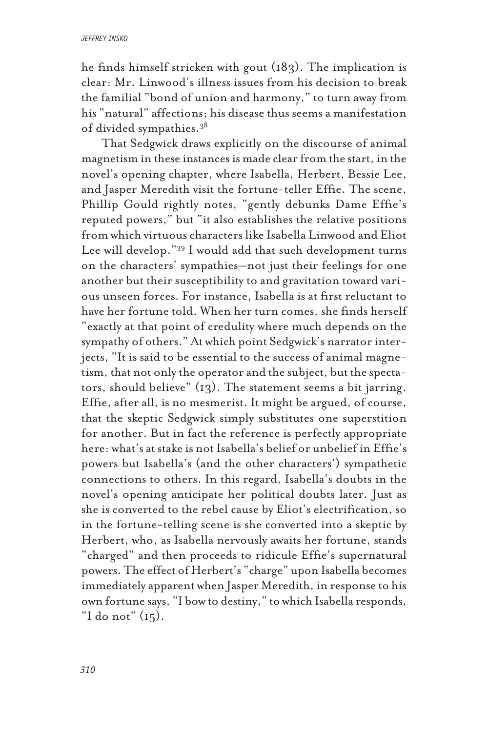he finds himself stricken with gout (183). The implication is clear: Mr. Linwood's illness issues from his decision to break the familial "bond of union and harmony," to turn away from his "natural" affections; his disease thus seems a manifestation of divided sympathies.[38]

That Sedgwick draws explicitly on the discourse of animal magnetism in these instances is made clear from the start, in the novel's opening chapter, where Isabella, Herbert, Bessie Lee, and Jasper Meredith visit the fortune-teller Effie. The scene, Phillip Gould rightly notes, "gently debunks Dame Effie's reputed powers," but "it also establishes the relative positions from which virtuous characters like Isabella Linwood and Eliot Lee will develop."[39] I would add that such development turns on the characters' sympathies—not just their feelings for one another but their susceptibility to and gravitation toward various unseen forces. For instance, Isabella is at first reluctant to have her fortune told. When her turn comes, she finds herself "exactly at that point of credulity where much depends on the sympathy of others." At which point Sedgwick's narrator interjects, "It is said to be essential to the success of animal magnetism, that not only the operator and the subject, but the spectators, should believe" (13). The statement seems a bit jarring. Effie, after all, is no mesmerist. It might be argued, of course, that the skeptic Sedgwick simply substitutes one superstition for another. But in fact the reference is perfectly appropriate here: what's at stake is not Isabella's belief or unbelief in Effie's powers but Isabella's (and the other characters') sympathetic connections to others. In this regard, Isabella's doubts in the novel's opening anticipate her political doubts later. Just as she is converted to the rebel cause by Eliot's electrification, so in the fortune-telling scene is she converted into a skeptic by Herbert, who, as Isabella nervously awaits her fortune, stands "charged" and then proceeds to ridicule Effie's supernatural powers. The effect of Herbert's "charge" upon Isabella becomes immediately apparent when Jasper Meredith, in response to his own fortune says, "I bow to destiny," to which Isabella responds, "I do not" (15).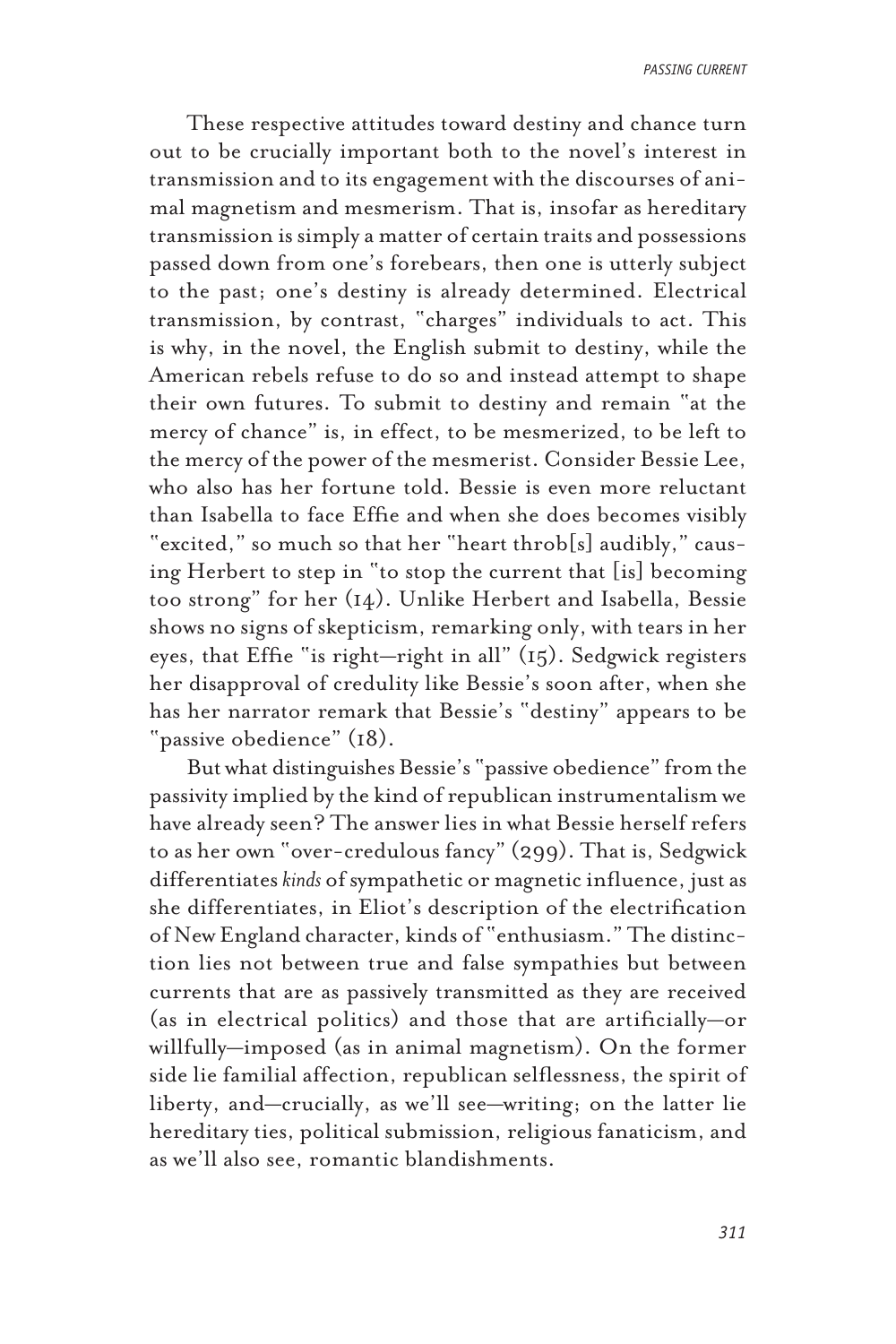These respective attitudes toward destiny and chance turn out to be crucially important both to the novel's interest in transmission and to its engagement with the discourses of animal magnetism and mesmerism. That is, insofar as hereditary transmission is simply a matter of certain traits and possessions passed down from one's forebears, then one is utterly subject to the past; one's destiny is already determined. Electrical transmission, by contrast, "charges" individuals to act. This is why, in the novel, the English submit to destiny, while the American rebels refuse to do so and instead attempt to shape their own futures. To submit to destiny and remain "at the mercy of chance" is, in effect, to be mesmerized, to be left to the mercy of the power of the mesmerist. Consider Bessie Lee, who also has her fortune told. Bessie is even more reluctant than Isabella to face Effie and when she does becomes visibly "excited," so much so that her "heart throb[s] audibly," causing Herbert to step in "to stop the current that [is] becoming too strong" for her (14). Unlike Herbert and Isabella, Bessie shows no signs of skepticism, remarking only, with tears in her eyes, that Effie "is right—right in all" (15). Sedgwick registers her disapproval of credulity like Bessie's soon after, when she has her narrator remark that Bessie's "destiny" appears to be "passive obedience" (18).

But what distinguishes Bessie's "passive obedience" from the passivity implied by the kind of republican instrumentalism we have already seen? The answer lies in what Bessie herself refers to as her own "over-credulous fancy" (299). That is, Sedgwick differentiates *kinds* of sympathetic or magnetic influence, just as she differentiates, in Eliot's description of the electrification of New England character, kinds of "enthusiasm." The distinction lies not between true and false sympathies but between currents that are as passively transmitted as they are received (as in electrical politics) and those that are artificially—or willfully—imposed (as in animal magnetism). On the former side lie familial affection, republican selflessness, the spirit of liberty, and—crucially, as we'll see—writing; on the latter lie hereditary ties, political submission, religious fanaticism, and as we'll also see, romantic blandishments.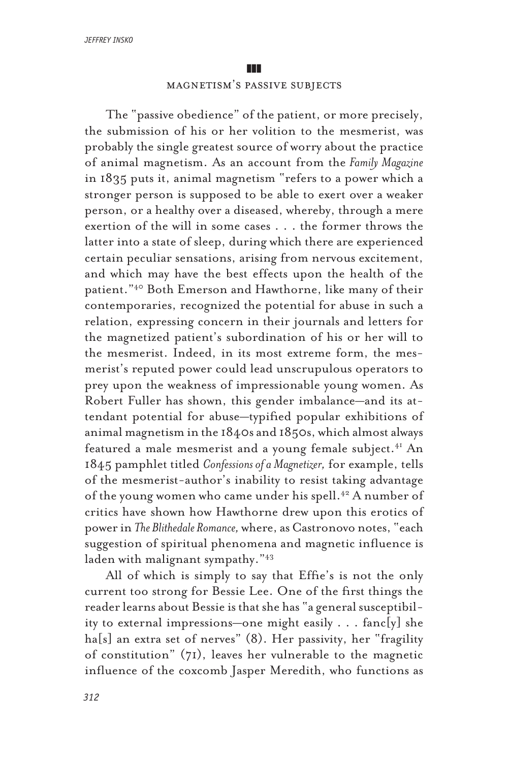## MAGNETISM'S PASSIVE SUBJECTS

The "passive obedience" of the patient, or more precisely, the submission of his or her volition to the mesmerist, was probably the single greatest source of worry about the practice of animal magnetism. As an account from the *Family Magazine* in 1835 puts it, animal magnetism "refers to a power which a stronger person is supposed to be able to exert over a weaker person, or a healthy over a diseased, whereby, through a mere exertion of the will in some cases . . . the former throws the latter into a state of sleep, during which there are experienced certain peculiar sensations, arising from nervous excitement, and which may have the best effects upon the health of the patient."[40] Both Emerson and Hawthorne, like many of their contemporaries, recognized the potential for abuse in such a relation, expressing concern in their journals and letters for the magnetized patient's subordination of his or her will to the mesmerist. Indeed, in its most extreme form, the mesmerist's reputed power could lead unscrupulous operators to prey upon the weakness of impressionable young women. As Robert Fuller has shown, this gender imbalance—and its attendant potential for abuse—typified popular exhibitions of animal magnetism in the 1840s and 1850s, which almost always featured a male mesmerist and a young female subject.[41] An 1845 pamphlet titled *Confessions of a Magnetizer,* for example, tells of the mesmerist-author's inability to resist taking advantage of the young women who came under his spell.[42] A number of critics have shown how Hawthorne drew upon this erotics of power in *The Blithedale Romance,* where, as Castronovo notes, "each suggestion of spiritual phenomena and magnetic influence is laden with malignant sympathy."[43]

All of which is simply to say that Effie's is not the only current too strong for Bessie Lee. One of the first things the reader learns about Bessie is that she has "a general susceptibility to external impressions—one might easily . . . fanc[y] she ha[s] an extra set of nerves" (8). Her passivity, her "fragility of constitution" (71), leaves her vulnerable to the magnetic influence of the coxcomb Jasper Meredith, who functions as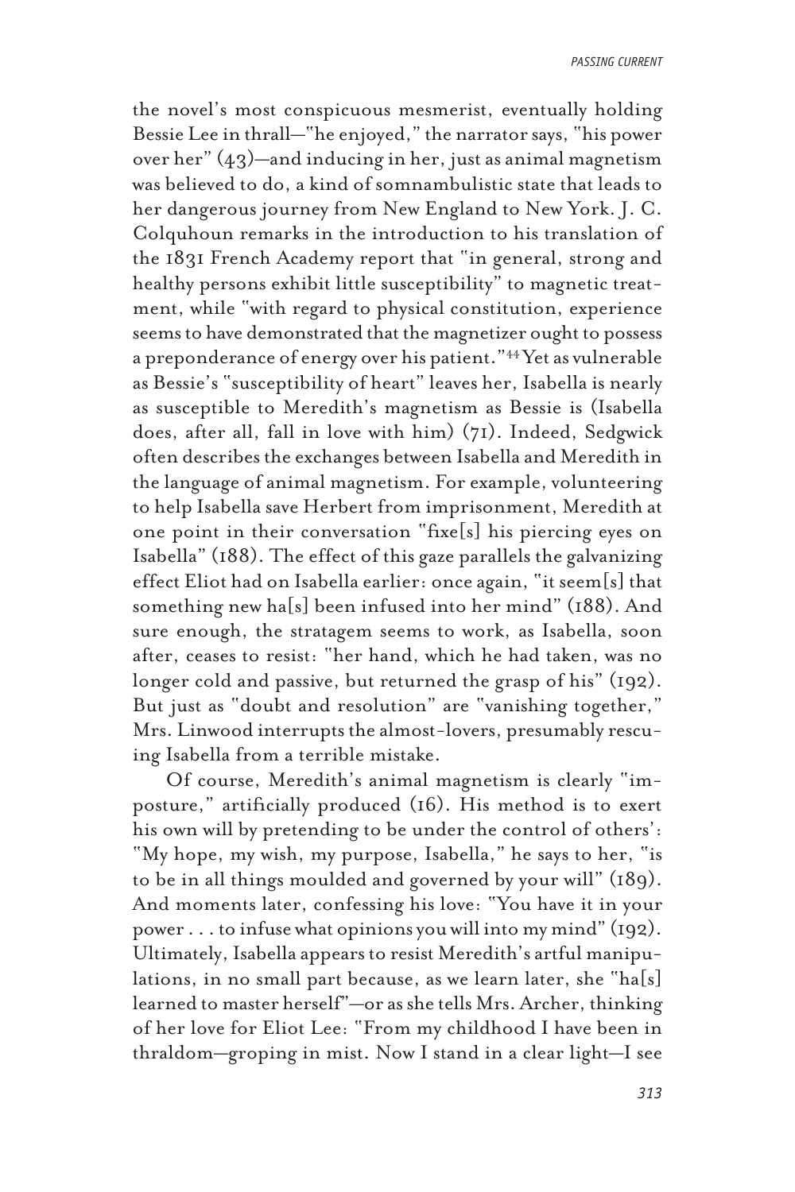the novel's most conspicuous mesmerist, eventually holding Bessie Lee in thrall—"he enjoyed," the narrator says, "his power over her" (43)—and inducing in her, just as animal magnetism was believed to do, a kind of somnambulistic state that leads to her dangerous journey from New England to New York. J. C. Colquhoun remarks in the introduction to his translation of the 1831 French Academy report that "in general, strong and healthy persons exhibit little susceptibility" to magnetic treatment, while "with regard to physical constitution, experience seems to have demonstrated that the magnetizer ought to possess a preponderance of energy over his patient."[44] Yet as vulnerable as Bessie's "susceptibility of heart" leaves her, Isabella is nearly as susceptible to Meredith's magnetism as Bessie is (Isabella does, after all, fall in love with him) (71). Indeed, Sedgwick often describes the exchanges between Isabella and Meredith in the language of animal magnetism. For example, volunteering to help Isabella save Herbert from imprisonment, Meredith at one point in their conversation "fixe[s] his piercing eyes on Isabella" (188). The effect of this gaze parallels the galvanizing effect Eliot had on Isabella earlier: once again, "it seem[s] that something new ha[s] been infused into her mind" (188). And sure enough, the stratagem seems to work, as Isabella, soon after, ceases to resist: "her hand, which he had taken, was no longer cold and passive, but returned the grasp of his" (192). But just as "doubt and resolution" are "vanishing together," Mrs. Linwood interrupts the almost-lovers, presumably rescuing Isabella from a terrible mistake.

Of course, Meredith's animal magnetism is clearly "imposture," artificially produced (16). His method is to exert his own will by pretending to be under the control of others': "My hope, my wish, my purpose, Isabella," he says to her, "is to be in all things moulded and governed by your will" (189). And moments later, confessing his love: "You have it in your power . . . to infuse what opinions you will into my mind" (192). Ultimately, Isabella appears to resist Meredith's artful manipulations, in no small part because, as we learn later, she "ha[s] learned to master herself"—or as she tells Mrs. Archer, thinking of her love for Eliot Lee: "From my childhood I have been in thraldom—groping in mist. Now I stand in a clear light—I see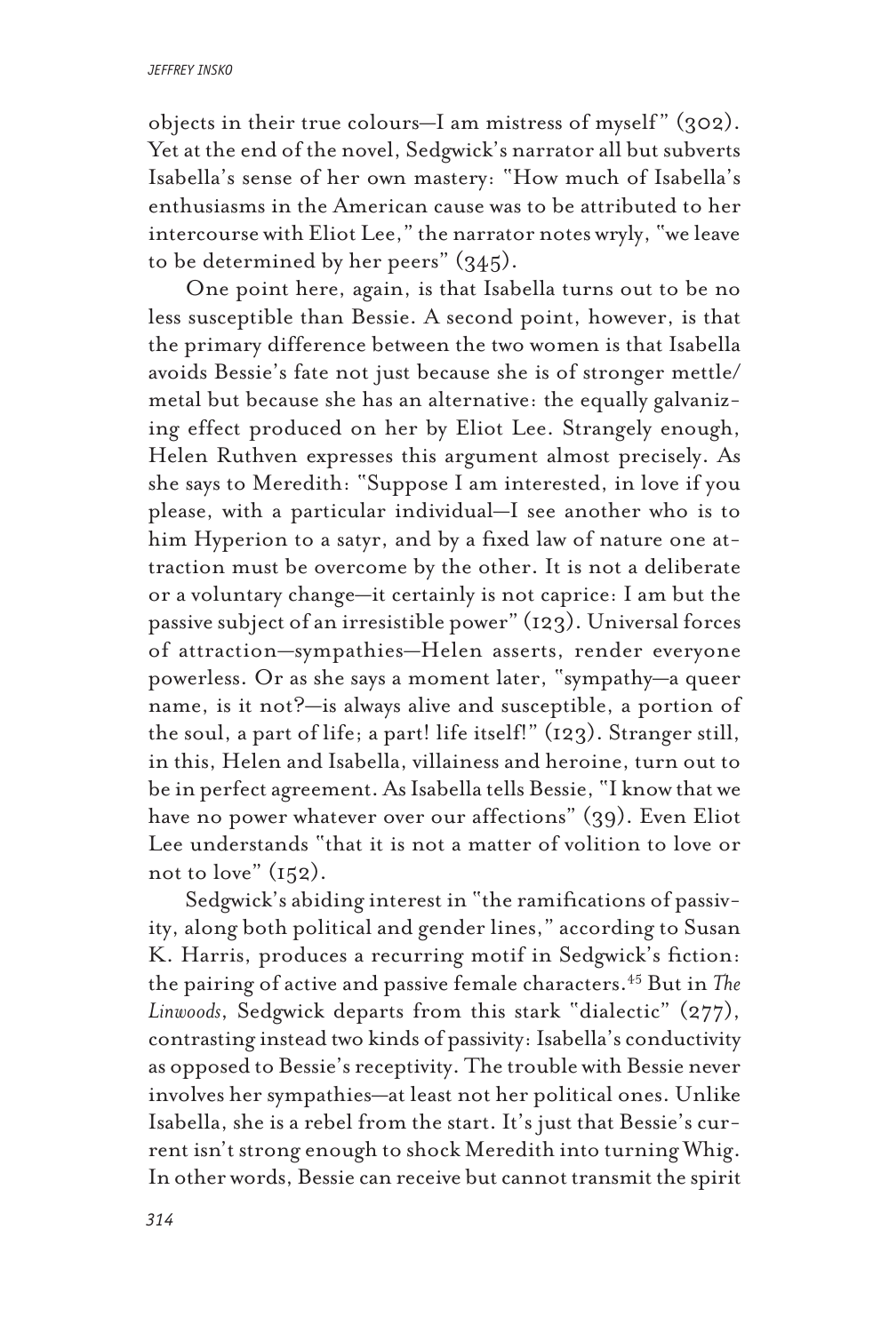objects in their true colours—I am mistress of myself" (302). Yet at the end of the novel, Sedgwick's narrator all but subverts Isabella's sense of her own mastery: "How much of Isabella's enthusiasms in the American cause was to be attributed to her intercourse with Eliot Lee," the narrator notes wryly, "we leave to be determined by her peers" (345).

One point here, again, is that Isabella turns out to be no less susceptible than Bessie. A second point, however, is that the primary difference between the two women is that Isabella avoids Bessie's fate not just because she is of stronger mettle/metal but because she has an alternative: the equally galvanizing effect produced on her by Eliot Lee. Strangely enough, Helen Ruthven expresses this argument almost precisely. As she says to Meredith: "Suppose I am interested, in love if you please, with a particular individual—I see another who is to him Hyperion to a satyr, and by a fixed law of nature one attraction must be overcome by the other. It is not a deliberate or a voluntary change—it certainly is not caprice: I am but the passive subject of an irresistible power" (123). Universal forces of attraction—sympathies—Helen asserts, render everyone powerless. Or as she says a moment later, "sympathy—a queer name, is it not?—is always alive and susceptible, a portion of the soul, a part of life; a part! life itself!" (123). Stranger still, in this, Helen and Isabella, villainess and heroine, turn out to be in perfect agreement. As Isabella tells Bessie, "I know that we have no power whatever over our affections" (39). Even Eliot Lee understands "that it is not a matter of volition to love or not to love" (152).

Sedgwick's abiding interest in "the ramifications of passivity, along both political and gender lines," according to Susan K. Harris, produces a recurring motif in Sedgwick's fiction: the pairing of active and passive female characters.[45] But in *The Linwoods*, Sedgwick departs from this stark "dialectic" (277), contrasting instead two kinds of passivity: Isabella's conductivity as opposed to Bessie's receptivity. The trouble with Bessie never involves her sympathies—at least not her political ones. Unlike Isabella, she is a rebel from the start. It's just that Bessie's current isn't strong enough to shock Meredith into turning Whig. In other words, Bessie can receive but cannot transmit the spirit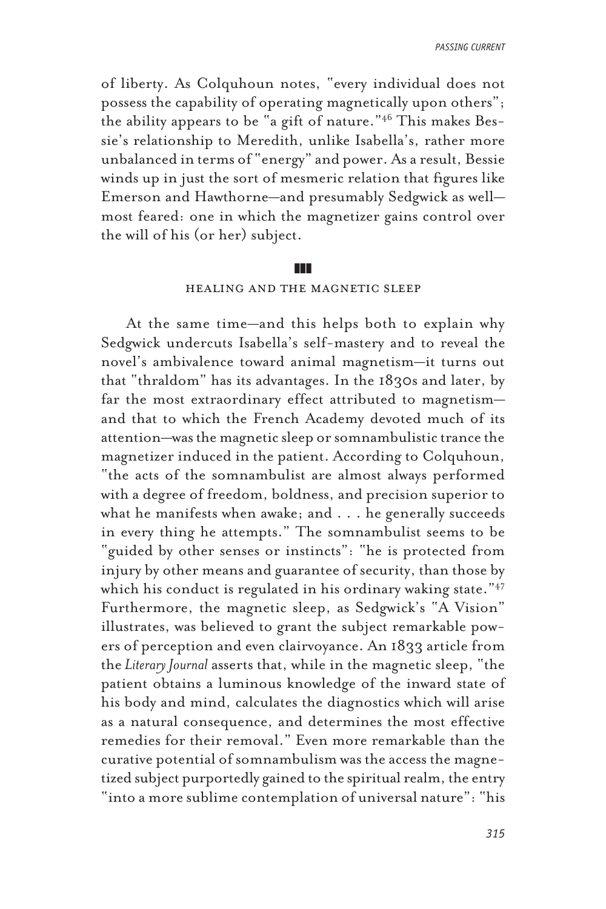of liberty. As Colquhoun notes, "every individual does not possess the capability of operating magnetically upon others"; the ability appears to be "a gift of nature."[46] This makes Bessie's relationship to Meredith, unlike Isabella's, rather more unbalanced in terms of "energy" and power. As a result, Bessie winds up in just the sort of mesmeric relation that figures like Emerson and Hawthorne—and presumably Sedgwick as well—most feared: one in which the magnetizer gains control over the will of his (or her) subject.

## HEALING AND THE MAGNETIC SLEEP

At the same time—and this helps both to explain why Sedgwick undercuts Isabella's self-mastery and to reveal the novel's ambivalence toward animal magnetism—it turns out that "thraldom" has its advantages. In the 1830s and later, by far the most extraordinary effect attributed to magnetism—and that to which the French Academy devoted much of its attention—was the magnetic sleep or somnambulistic trance the magnetizer induced in the patient. According to Colquhoun, "the acts of the somnambulist are almost always performed with a degree of freedom, boldness, and precision superior to what he manifests when awake; and . . . he generally succeeds in every thing he attempts." The somnambulist seems to be "guided by other senses or instincts": "he is protected from injury by other means and guarantee of security, than those by which his conduct is regulated in his ordinary waking state."[47] Furthermore, the magnetic sleep, as Sedgwick's "A Vision" illustrates, was believed to grant the subject remarkable powers of perception and even clairvoyance. An 1833 article from the *Literary Journal* asserts that, while in the magnetic sleep, "the patient obtains a luminous knowledge of the inward state of his body and mind, calculates the diagnostics which will arise as a natural consequence, and determines the most effective remedies for their removal." Even more remarkable than the curative potential of somnambulism was the access the magnetized subject purportedly gained to the spiritual realm, the entry "into a more sublime contemplation of universal nature": "his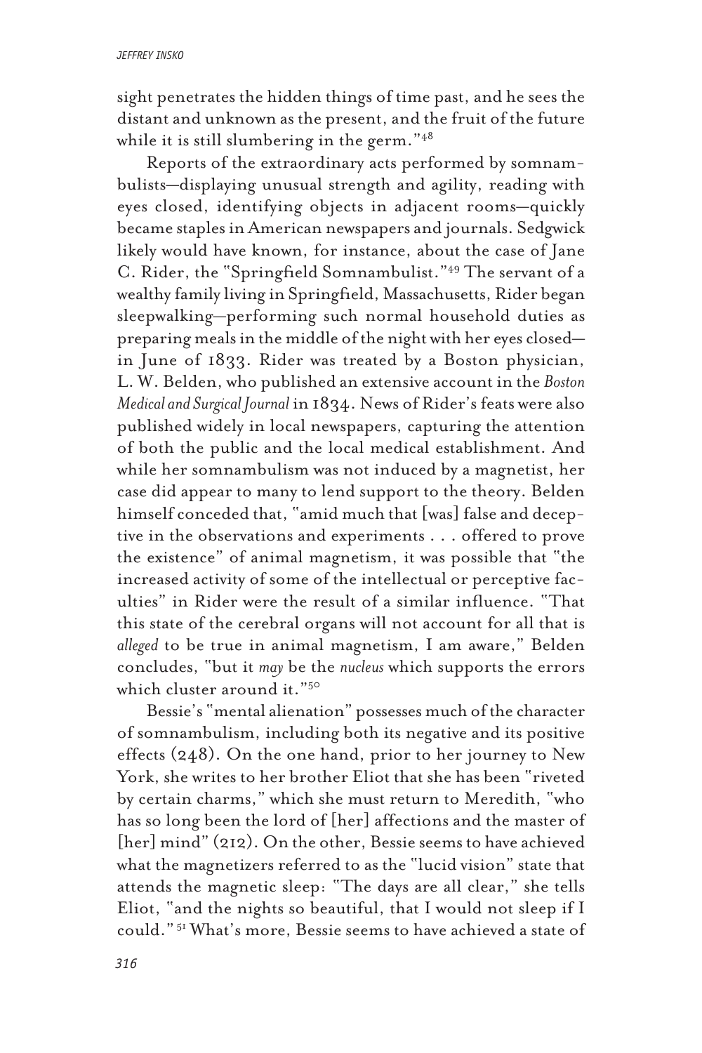sight penetrates the hidden things of time past, and he sees the distant and unknown as the present, and the fruit of the future while it is still slumbering in the germ."[48]

Reports of the extraordinary acts performed by somnambulists—displaying unusual strength and agility, reading with eyes closed, identifying objects in adjacent rooms—quickly became staples in American newspapers and journals. Sedgwick likely would have known, for instance, about the case of Jane C. Rider, the "Springfield Somnambulist."[49] The servant of a wealthy family living in Springfield, Massachusetts, Rider began sleepwalking—performing such normal household duties as preparing meals in the middle of the night with her eyes closed—in June of 1833. Rider was treated by a Boston physician, L. W. Belden, who published an extensive account in the *Boston Medical and Surgical Journal* in 1834. News of Rider's feats were also published widely in local newspapers, capturing the attention of both the public and the local medical establishment. And while her somnambulism was not induced by a magnetist, her case did appear to many to lend support to the theory. Belden himself conceded that, "amid much that [was] false and deceptive in the observations and experiments . . . offered to prove the existence" of animal magnetism, it was possible that "the increased activity of some of the intellectual or perceptive faculties" in Rider were the result of a similar influence. "That this state of the cerebral organs will not account for all that is *alleged* to be true in animal magnetism, I am aware," Belden concludes, "but it *may* be the *nucleus* which supports the errors which cluster around it."[50]

Bessie's "mental alienation" possesses much of the character of somnambulism, including both its negative and its positive effects (248). On the one hand, prior to her journey to New York, she writes to her brother Eliot that she has been "riveted by certain charms," which she must return to Meredith, "who has so long been the lord of [her] affections and the master of [her] mind" (212). On the other, Bessie seems to have achieved what the magnetizers referred to as the "lucid vision" state that attends the magnetic sleep: "The days are all clear," she tells Eliot, "and the nights so beautiful, that I would not sleep if I could."[51] What's more, Bessie seems to have achieved a state of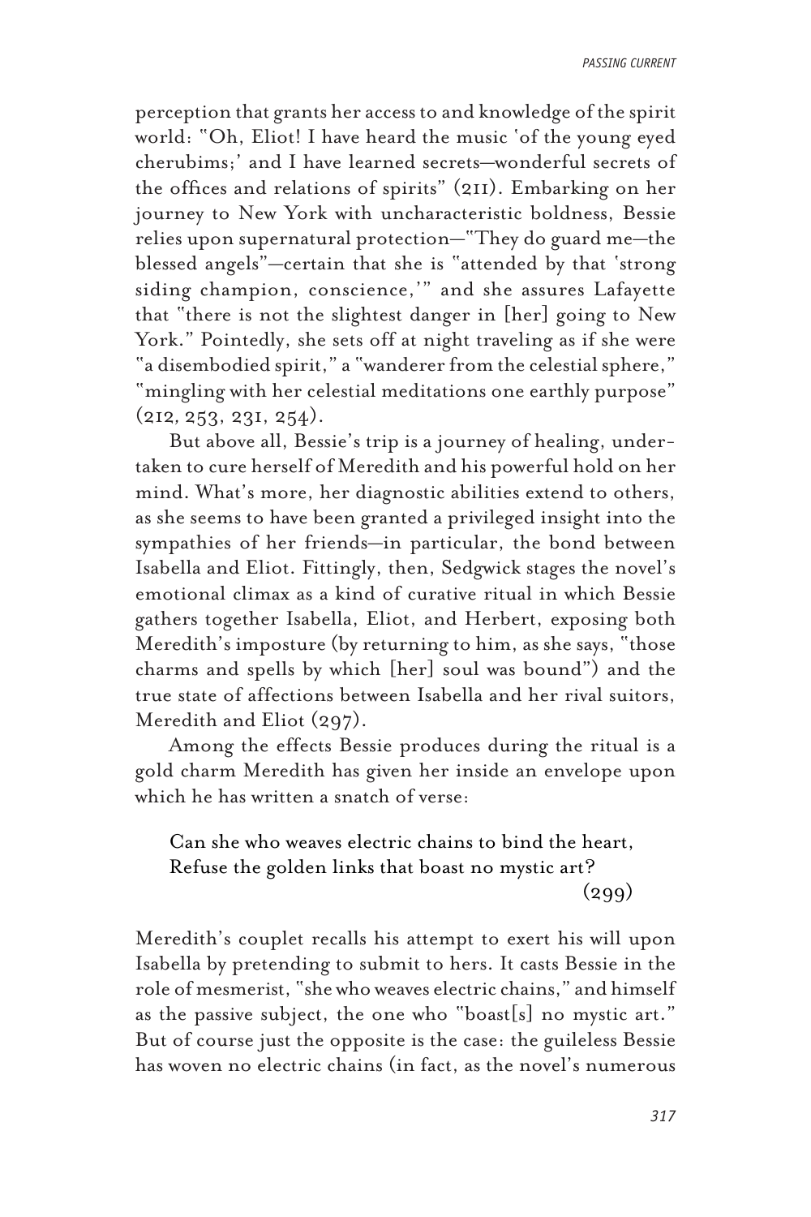perception that grants her access to and knowledge of the spirit world: "Oh, Eliot! I have heard the music 'of the young eyed cherubims;' and I have learned secrets—wonderful secrets of the offices and relations of spirits" (211). Embarking on her journey to New York with uncharacteristic boldness, Bessie relies upon supernatural protection—"They do guard me—the blessed angels"—certain that she is "attended by that 'strong siding champion, conscience,'" and she assures Lafayette that "there is not the slightest danger in [her] going to New York." Pointedly, she sets off at night traveling as if she were "a disembodied spirit," a "wanderer from the celestial sphere," "mingling with her celestial meditations one earthly purpose" (212, 253, 231, 254).

But above all, Bessie's trip is a journey of healing, undertaken to cure herself of Meredith and his powerful hold on her mind. What's more, her diagnostic abilities extend to others, as she seems to have been granted a privileged insight into the sympathies of her friends—in particular, the bond between Isabella and Eliot. Fittingly, then, Sedgwick stages the novel's emotional climax as a kind of curative ritual in which Bessie gathers together Isabella, Eliot, and Herbert, exposing both Meredith's imposture (by returning to him, as she says, "those charms and spells by which [her] soul was bound") and the true state of affections between Isabella and her rival suitors, Meredith and Eliot (297).

Among the effects Bessie produces during the ritual is a gold charm Meredith has given her inside an envelope upon which he has written a snatch of verse:

> Can she who weaves electric chains to bind the heart,
> Refuse the golden links that boast no mystic art?
> (299)

Meredith's couplet recalls his attempt to exert his will upon Isabella by pretending to submit to hers. It casts Bessie in the role of mesmerist, "she who weaves electric chains," and himself as the passive subject, the one who "boast[s] no mystic art." But of course just the opposite is the case: the guileless Bessie has woven no electric chains (in fact, as the novel's numerous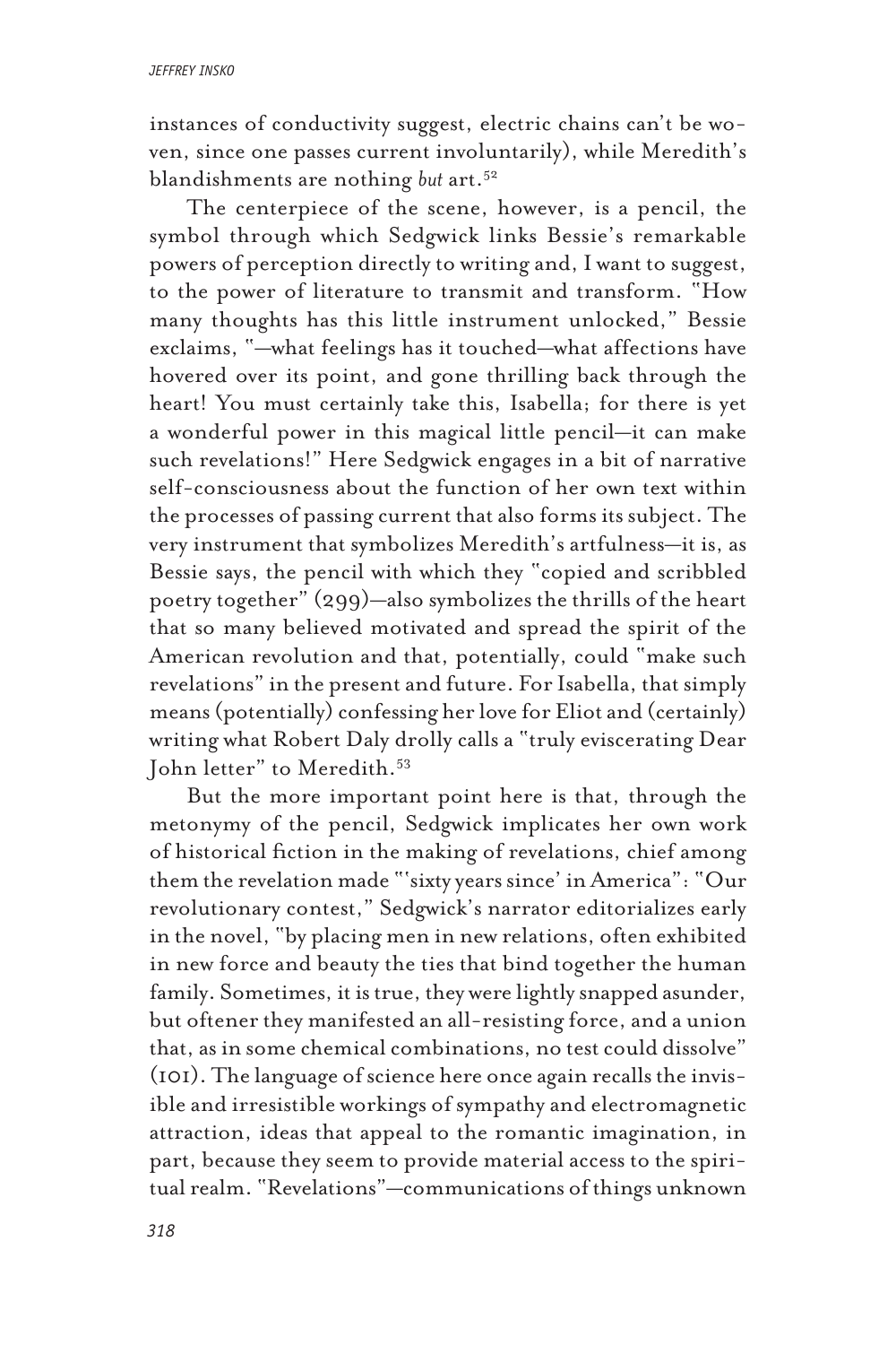instances of conductivity suggest, electric chains can't be woven, since one passes current involuntarily), while Meredith's blandishments are nothing *but* art.[52]

The centerpiece of the scene, however, is a pencil, the symbol through which Sedgwick links Bessie's remarkable powers of perception directly to writing and, I want to suggest, to the power of literature to transmit and transform. "How many thoughts has this little instrument unlocked," Bessie exclaims, "—what feelings has it touched—what affections have hovered over its point, and gone thrilling back through the heart! You must certainly take this, Isabella; for there is yet a wonderful power in this magical little pencil—it can make such revelations!" Here Sedgwick engages in a bit of narrative self-consciousness about the function of her own text within the processes of passing current that also forms its subject. The very instrument that symbolizes Meredith's artfulness—it is, as Bessie says, the pencil with which they "copied and scribbled poetry together" (299)—also symbolizes the thrills of the heart that so many believed motivated and spread the spirit of the American revolution and that, potentially, could "make such revelations" in the present and future. For Isabella, that simply means (potentially) confessing her love for Eliot and (certainly) writing what Robert Daly drolly calls a "truly eviscerating Dear John letter" to Meredith.[53]

But the more important point here is that, through the metonymy of the pencil, Sedgwick implicates her own work of historical fiction in the making of revelations, chief among them the revelation made "'sixty years since' in America": "Our revolutionary contest," Sedgwick's narrator editorializes early in the novel, "by placing men in new relations, often exhibited in new force and beauty the ties that bind together the human family. Sometimes, it is true, they were lightly snapped asunder, but oftener they manifested an all-resisting force, and a union that, as in some chemical combinations, no test could dissolve" (101). The language of science here once again recalls the invisible and irresistible workings of sympathy and electromagnetic attraction, ideas that appeal to the romantic imagination, in part, because they seem to provide material access to the spiritual realm. "Revelations"—communications of things unknown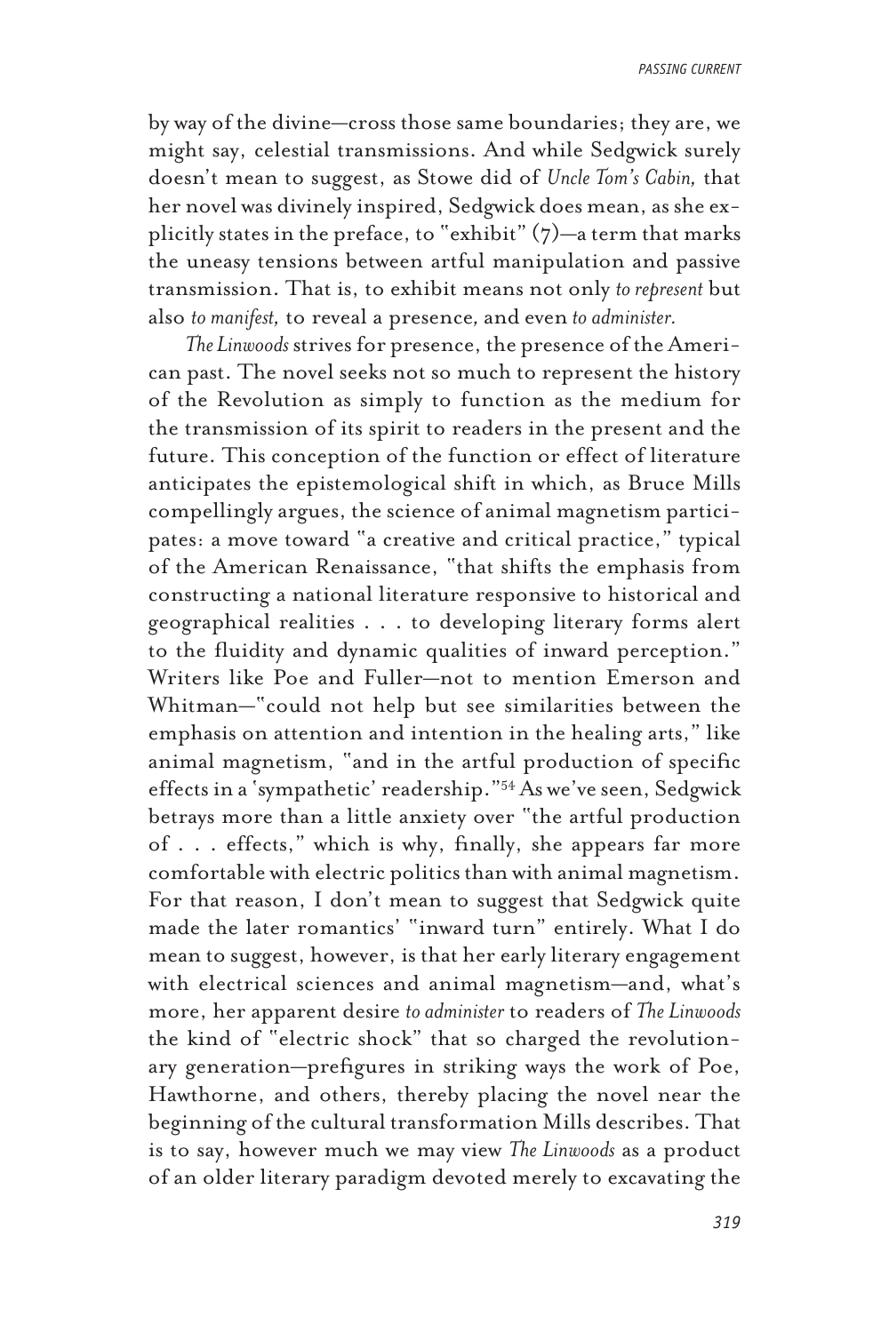by way of the divine—cross those same boundaries; they are, we might say, celestial transmissions. And while Sedgwick surely doesn't mean to suggest, as Stowe did of *Uncle Tom's Cabin,* that her novel was divinely inspired, Sedgwick does mean, as she explicitly states in the preface, to "exhibit" (7)—a term that marks the uneasy tensions between artful manipulation and passive transmission. That is, to exhibit means not only *to represent* but also *to manifest,* to reveal a presence*,* and even *to administer.*

*The Linwoods* strives for presence, the presence of the American past. The novel seeks not so much to represent the history of the Revolution as simply to function as the medium for the transmission of its spirit to readers in the present and the future. This conception of the function or effect of literature anticipates the epistemological shift in which, as Bruce Mills compellingly argues, the science of animal magnetism participates: a move toward "a creative and critical practice," typical of the American Renaissance, "that shifts the emphasis from constructing a national literature responsive to historical and geographical realities . . . to developing literary forms alert to the fluidity and dynamic qualities of inward perception." Writers like Poe and Fuller—not to mention Emerson and Whitman—"could not help but see similarities between the emphasis on attention and intention in the healing arts," like animal magnetism, "and in the artful production of specific effects in a 'sympathetic' readership."[54] As we've seen, Sedgwick betrays more than a little anxiety over "the artful production of . . . effects," which is why, finally, she appears far more comfortable with electric politics than with animal magnetism. For that reason, I don't mean to suggest that Sedgwick quite made the later romantics' "inward turn" entirely. What I do mean to suggest, however, is that her early literary engagement with electrical sciences and animal magnetism—and, what's more, her apparent desire *to administer* to readers of *The Linwoods* the kind of "electric shock" that so charged the revolutionary generation—prefigures in striking ways the work of Poe, Hawthorne, and others, thereby placing the novel near the beginning of the cultural transformation Mills describes. That is to say, however much we may view *The Linwoods* as a product of an older literary paradigm devoted merely to excavating the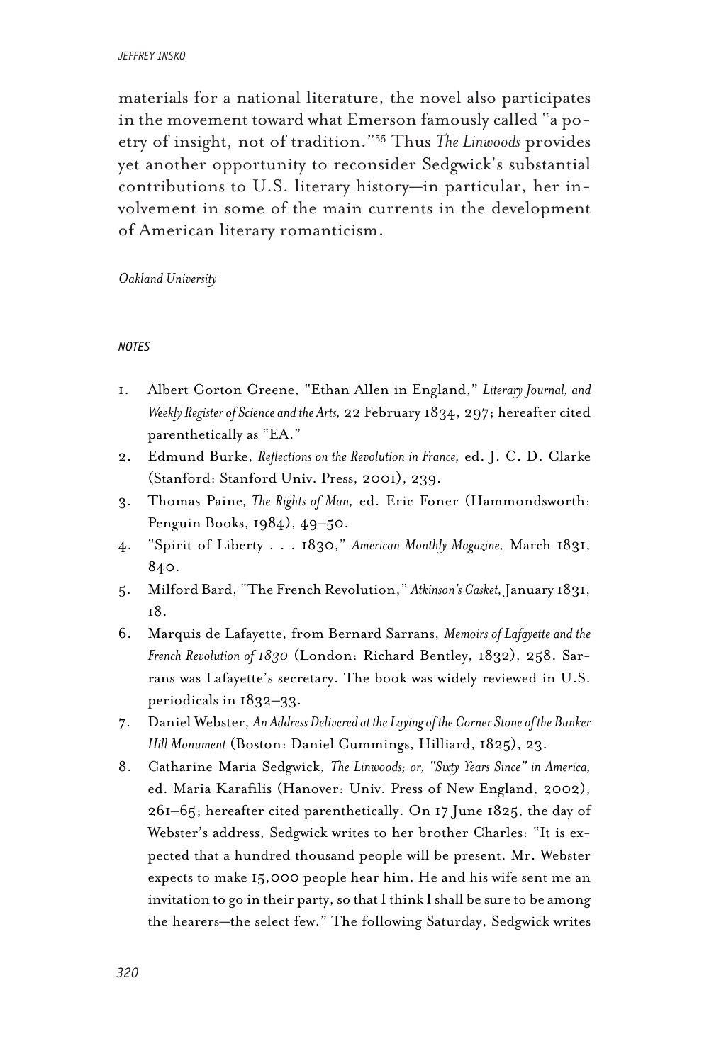materials for a national literature, the novel also participates in the movement toward what Emerson famously called "a poetry of insight, not of tradition."[55] Thus *The Linwoods* provides yet another opportunity to reconsider Sedgwick's substantial contributions to U.S. literary history—in particular, her involvement in some of the main currents in the development of American literary romanticism.

*Oakland University*

## NOTES

1. Albert Gorton Greene, "Ethan Allen in England," *Literary Journal, and Weekly Register of Science and the Arts,* 22 February 1834, 297; hereafter cited parenthetically as "EA."
2. Edmund Burke, *Reflections on the Revolution in France,* ed. J. C. D. Clarke (Stanford: Stanford Univ. Press, 2001), 239.
3. Thomas Paine, *The Rights of Man,* ed. Eric Foner (Hammondsworth: Penguin Books, 1984), 49–50.
4. "Spirit of Liberty . . . 1830," *American Monthly Magazine,* March 1831, 840.
5. Milford Bard, "The French Revolution," *Atkinson's Casket,* January 1831, 18.
6. Marquis de Lafayette, from Bernard Sarrans, *Memoirs of Lafayette and the French Revolution of 1830* (London: Richard Bentley, 1832), 258. Sarrans was Lafayette's secretary. The book was widely reviewed in U.S. periodicals in 1832–33.
7. Daniel Webster, *An Address Delivered at the Laying of the Corner Stone of the Bunker Hill Monument* (Boston: Daniel Cummings, Hilliard, 1825), 23.
8. Catharine Maria Sedgwick, *The Linwoods; or, "Sixty Years Since" in America,* ed. Maria Karafilis (Hanover: Univ. Press of New England, 2002), 261–65; hereafter cited parenthetically. On 17 June 1825, the day of Webster's address, Sedgwick writes to her brother Charles: "It is expected that a hundred thousand people will be present. Mr. Webster expects to make 15,000 people hear him. He and his wife sent me an invitation to go in their party, so that I think I shall be sure to be among the hearers—the select few." The following Saturday, Sedgwick writes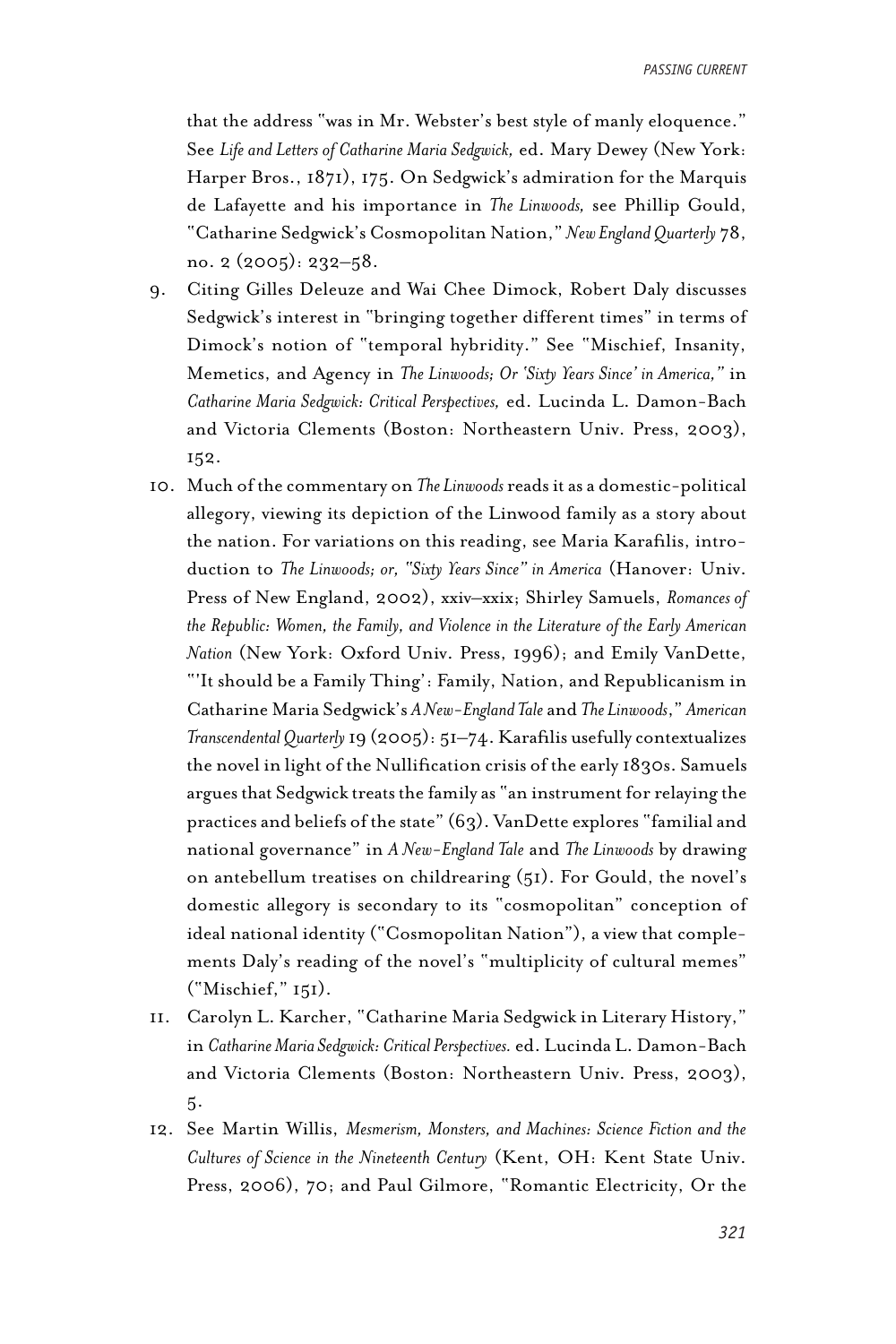that the address "was in Mr. Webster's best style of manly eloquence." See *Life and Letters of Catharine Maria Sedgwick,* ed. Mary Dewey (New York: Harper Bros., 1871), 175. On Sedgwick's admiration for the Marquis de Lafayette and his importance in *The Linwoods,* see Phillip Gould, "Catharine Sedgwick's Cosmopolitan Nation," *New England Quarterly* 78, no. 2 (2005): 232–58.

9. Citing Gilles Deleuze and Wai Chee Dimock, Robert Daly discusses Sedgwick's interest in "bringing together different times" in terms of Dimock's notion of "temporal hybridity." See "Mischief, Insanity, Memetics, and Agency in *The Linwoods; Or 'Sixty Years Since' in America,"* in *Catharine Maria Sedgwick: Critical Perspectives,* ed. Lucinda L. Damon-Bach and Victoria Clements (Boston: Northeastern Univ. Press, 2003), 152.

10. Much of the commentary on *The Linwoods* reads it as a domestic-political allegory, viewing its depiction of the Linwood family as a story about the nation. For variations on this reading, see Maria Karafilis, introduction to *The Linwoods; or, "Sixty Years Since" in America* (Hanover: Univ. Press of New England, 2002), xxiv–xxix; Shirley Samuels, *Romances of the Republic: Women, the Family, and Violence in the Literature of the Early American Nation* (New York: Oxford Univ. Press, 1996); and Emily VanDette, "'It should be a Family Thing': Family, Nation, and Republicanism in Catharine Maria Sedgwick's *A New-England Tale* and *The Linwoods*," *American Transcendental Quarterly* 19 (2005): 51–74. Karafilis usefully contextualizes the novel in light of the Nullification crisis of the early 1830s. Samuels argues that Sedgwick treats the family as "an instrument for relaying the practices and beliefs of the state" (63). VanDette explores "familial and national governance" in *A New-England Tale* and *The Linwoods* by drawing on antebellum treatises on childrearing (51). For Gould, the novel's domestic allegory is secondary to its "cosmopolitan" conception of ideal national identity ("Cosmopolitan Nation"), a view that complements Daly's reading of the novel's "multiplicity of cultural memes" ("Mischief," 151).

11. Carolyn L. Karcher, "Catharine Maria Sedgwick in Literary History," in *Catharine Maria Sedgwick: Critical Perspectives.* ed. Lucinda L. Damon-Bach and Victoria Clements (Boston: Northeastern Univ. Press, 2003), 5.

12. See Martin Willis, *Mesmerism, Monsters, and Machines: Science Fiction and the Cultures of Science in the Nineteenth Century* (Kent, OH: Kent State Univ. Press, 2006), 70; and Paul Gilmore, "Romantic Electricity, Or the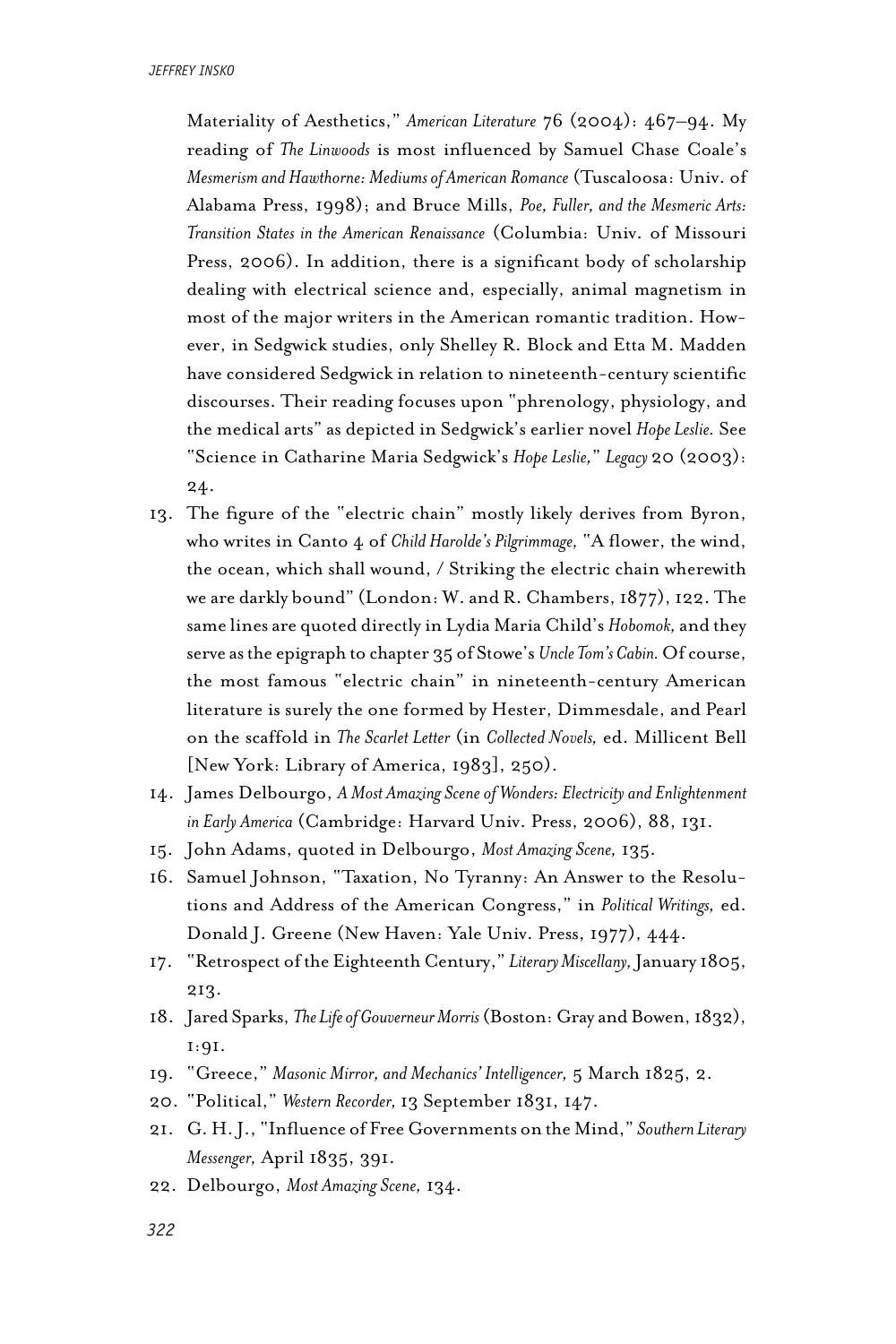Materiality of Aesthetics," *American Literature* 76 (2004): 467–94. My reading of *The Linwoods* is most influenced by Samuel Chase Coale's *Mesmerism and Hawthorne: Mediums of American Romance* (Tuscaloosa: Univ. of Alabama Press, 1998); and Bruce Mills, *Poe, Fuller, and the Mesmeric Arts: Transition States in the American Renaissance* (Columbia: Univ. of Missouri Press, 2006). In addition, there is a significant body of scholarship dealing with electrical science and, especially, animal magnetism in most of the major writers in the American romantic tradition. However, in Sedgwick studies, only Shelley R. Block and Etta M. Madden have considered Sedgwick in relation to nineteenth-century scientific discourses. Their reading focuses upon "phrenology, physiology, and the medical arts" as depicted in Sedgwick's earlier novel *Hope Leslie.* See "Science in Catharine Maria Sedgwick's *Hope Leslie,*" *Legacy* 20 (2003): 24.

13. The figure of the "electric chain" mostly likely derives from Byron, who writes in Canto 4 of *Child Harolde's Pilgrimmage,* "A flower, the wind, the ocean, which shall wound, / Striking the electric chain wherewith we are darkly bound" (London: W. and R. Chambers, 1877), 122. The same lines are quoted directly in Lydia Maria Child's *Hobomok,* and they serve as the epigraph to chapter 35 of Stowe's *Uncle Tom's Cabin.* Of course, the most famous "electric chain" in nineteenth-century American literature is surely the one formed by Hester, Dimmesdale, and Pearl on the scaffold in *The Scarlet Letter* (in *Collected Novels,* ed. Millicent Bell [New York: Library of America, 1983], 250).
14. James Delbourgo, *A Most Amazing Scene of Wonders: Electricity and Enlightenment in Early America* (Cambridge: Harvard Univ. Press, 2006), 88, 131.
15. John Adams, quoted in Delbourgo, *Most Amazing Scene,* 135.
16. Samuel Johnson, "Taxation, No Tyranny: An Answer to the Resolutions and Address of the American Congress," in *Political Writings,* ed. Donald J. Greene (New Haven: Yale Univ. Press, 1977), 444.
17. "Retrospect of the Eighteenth Century," *Literary Miscellany,* January 1805, 213.
18. Jared Sparks, *The Life of Gouverneur Morris* (Boston: Gray and Bowen, 1832), 1:91.
19. "Greece," *Masonic Mirror, and Mechanics' Intelligencer,* 5 March 1825, 2.
20. "Political," *Western Recorder,* 13 September 1831, 147.
21. G. H. J., "Influence of Free Governments on the Mind," *Southern Literary Messenger,* April 1835, 391.
22. Delbourgo, *Most Amazing Scene,* 134.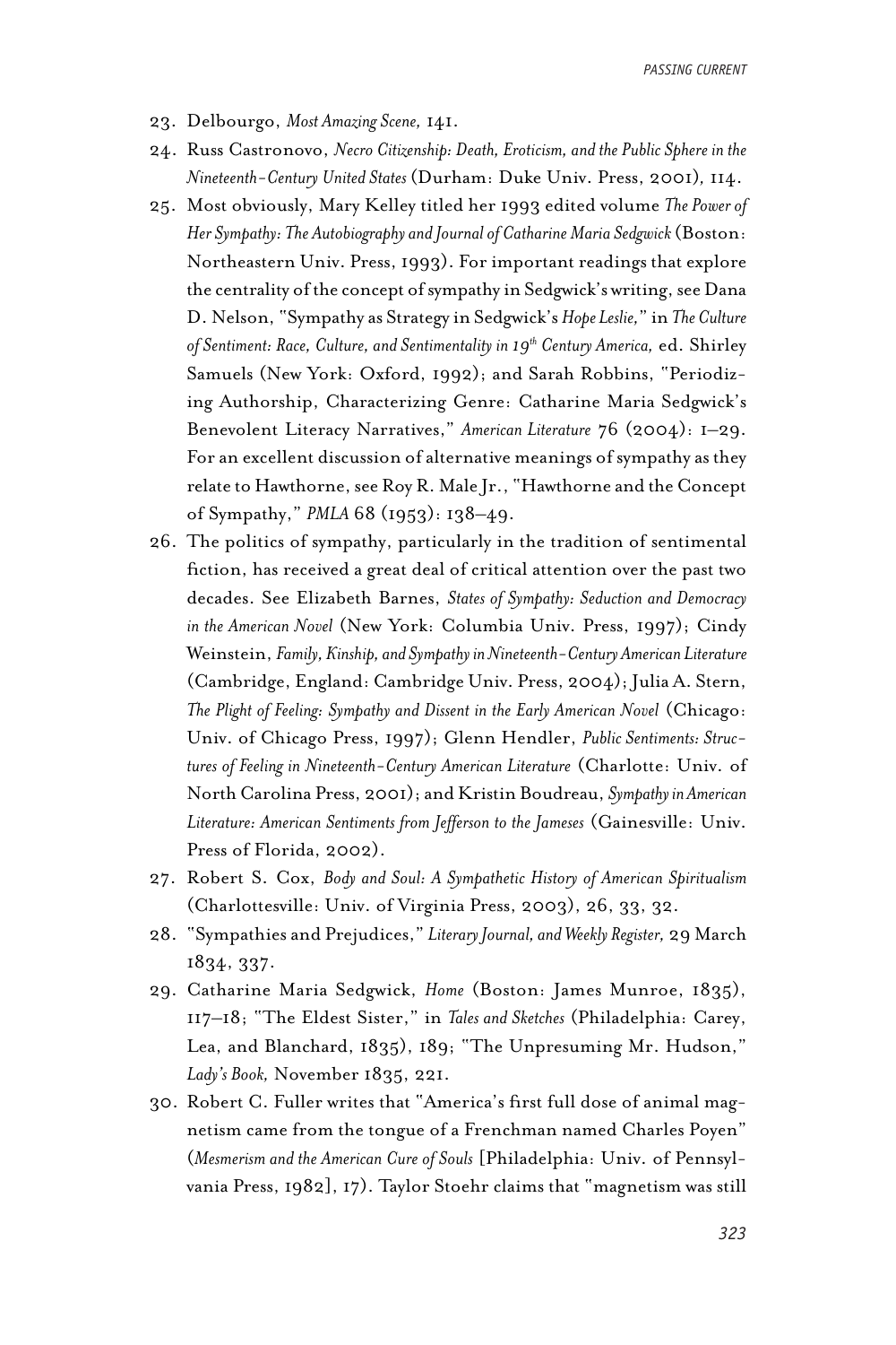23. Delbourgo, *Most Amazing Scene,* 141.
24. Russ Castronovo, *Necro Citizenship: Death, Eroticism, and the Public Sphere in the Nineteenth-Century United States* (Durham: Duke Univ. Press, 2001), 114.
25. Most obviously, Mary Kelley titled her 1993 edited volume *The Power of Her Sympathy: The Autobiography and Journal of Catharine Maria Sedgwick* (Boston: Northeastern Univ. Press, 1993). For important readings that explore the centrality of the concept of sympathy in Sedgwick's writing, see Dana D. Nelson, "Sympathy as Strategy in Sedgwick's *Hope Leslie,*" in *The Culture of Sentiment: Race, Culture, and Sentimentality in 19th Century America,* ed. Shirley Samuels (New York: Oxford, 1992); and Sarah Robbins, "Periodizing Authorship, Characterizing Genre: Catharine Maria Sedgwick's Benevolent Literacy Narratives," *American Literature* 76 (2004): 1–29. For an excellent discussion of alternative meanings of sympathy as they relate to Hawthorne, see Roy R. Male Jr., "Hawthorne and the Concept of Sympathy," *PMLA* 68 (1953): 138–49.
26. The politics of sympathy, particularly in the tradition of sentimental fiction, has received a great deal of critical attention over the past two decades. See Elizabeth Barnes, *States of Sympathy: Seduction and Democracy in the American Novel* (New York: Columbia Univ. Press, 1997); Cindy Weinstein, *Family, Kinship, and Sympathy in Nineteenth-Century American Literature* (Cambridge, England: Cambridge Univ. Press, 2004); Julia A. Stern, *The Plight of Feeling: Sympathy and Dissent in the Early American Novel* (Chicago: Univ. of Chicago Press, 1997); Glenn Hendler, *Public Sentiments: Structures of Feeling in Nineteenth-Century American Literature* (Charlotte: Univ. of North Carolina Press, 2001); and Kristin Boudreau, *Sympathy in American Literature: American Sentiments from Jefferson to the Jameses* (Gainesville: Univ. Press of Florida, 2002).
27. Robert S. Cox, *Body and Soul: A Sympathetic History of American Spiritualism* (Charlottesville: Univ. of Virginia Press, 2003), 26, 33, 32.
28. "Sympathies and Prejudices," *Literary Journal, and Weekly Register,* 29 March 1834, 337.
29. Catharine Maria Sedgwick, *Home* (Boston: James Munroe, 1835), 117–18; "The Eldest Sister," in *Tales and Sketches* (Philadelphia: Carey, Lea, and Blanchard, 1835), 189; "The Unpresuming Mr. Hudson," *Lady's Book,* November 1835, 221.
30. Robert C. Fuller writes that "America's first full dose of animal magnetism came from the tongue of a Frenchman named Charles Poyen" (*Mesmerism and the American Cure of Souls* [Philadelphia: Univ. of Pennsylvania Press, 1982], 17). Taylor Stoehr claims that "magnetism was still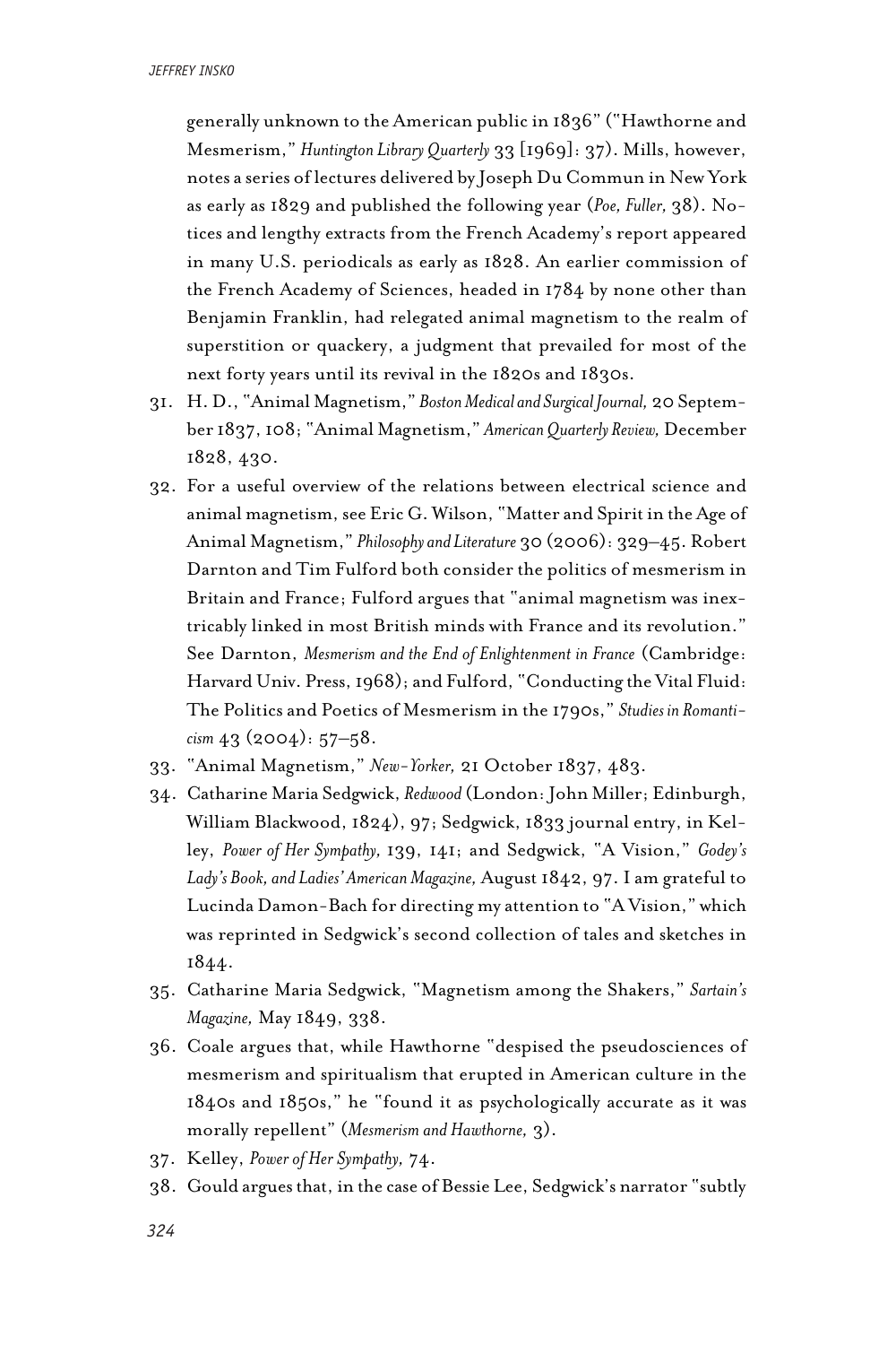generally unknown to the American public in 1836" ("Hawthorne and Mesmerism," *Huntington Library Quarterly* 33 [1969]: 37). Mills, however, notes a series of lectures delivered by Joseph Du Commun in New York as early as 1829 and published the following year (*Poe, Fuller,* 38). Notices and lengthy extracts from the French Academy's report appeared in many U.S. periodicals as early as 1828. An earlier commission of the French Academy of Sciences, headed in 1784 by none other than Benjamin Franklin, had relegated animal magnetism to the realm of superstition or quackery, a judgment that prevailed for most of the next forty years until its revival in the 1820s and 1830s.

31. H. D., "Animal Magnetism," *Boston Medical and Surgical Journal,* 20 September 1837, 108; "Animal Magnetism," *American Quarterly Review,* December 1828, 430.
32. For a useful overview of the relations between electrical science and animal magnetism, see Eric G. Wilson, "Matter and Spirit in the Age of Animal Magnetism," *Philosophy and Literature* 30 (2006): 329–45. Robert Darnton and Tim Fulford both consider the politics of mesmerism in Britain and France; Fulford argues that "animal magnetism was inextricably linked in most British minds with France and its revolution." See Darnton, *Mesmerism and the End of Enlightenment in France* (Cambridge: Harvard Univ. Press, 1968); and Fulford, "Conducting the Vital Fluid: The Politics and Poetics of Mesmerism in the 1790s," *Studies in Romanticism* 43 (2004): 57–58.
33. "Animal Magnetism," *New-Yorker,* 21 October 1837, 483.
34. Catharine Maria Sedgwick, *Redwood* (London: John Miller; Edinburgh, William Blackwood, 1824), 97; Sedgwick, 1833 journal entry, in Kelley, *Power of Her Sympathy,* 139, 141; and Sedgwick, "A Vision," *Godey's Lady's Book, and Ladies' American Magazine,* August 1842, 97. I am grateful to Lucinda Damon-Bach for directing my attention to "A Vision," which was reprinted in Sedgwick's second collection of tales and sketches in 1844.
35. Catharine Maria Sedgwick, "Magnetism among the Shakers," *Sartain's Magazine,* May 1849, 338.
36. Coale argues that, while Hawthorne "despised the pseudosciences of mesmerism and spiritualism that erupted in American culture in the 1840s and 1850s," he "found it as psychologically accurate as it was morally repellent" (*Mesmerism and Hawthorne,* 3).
37. Kelley, *Power of Her Sympathy,* 74.
38. Gould argues that, in the case of Bessie Lee, Sedgwick's narrator "subtly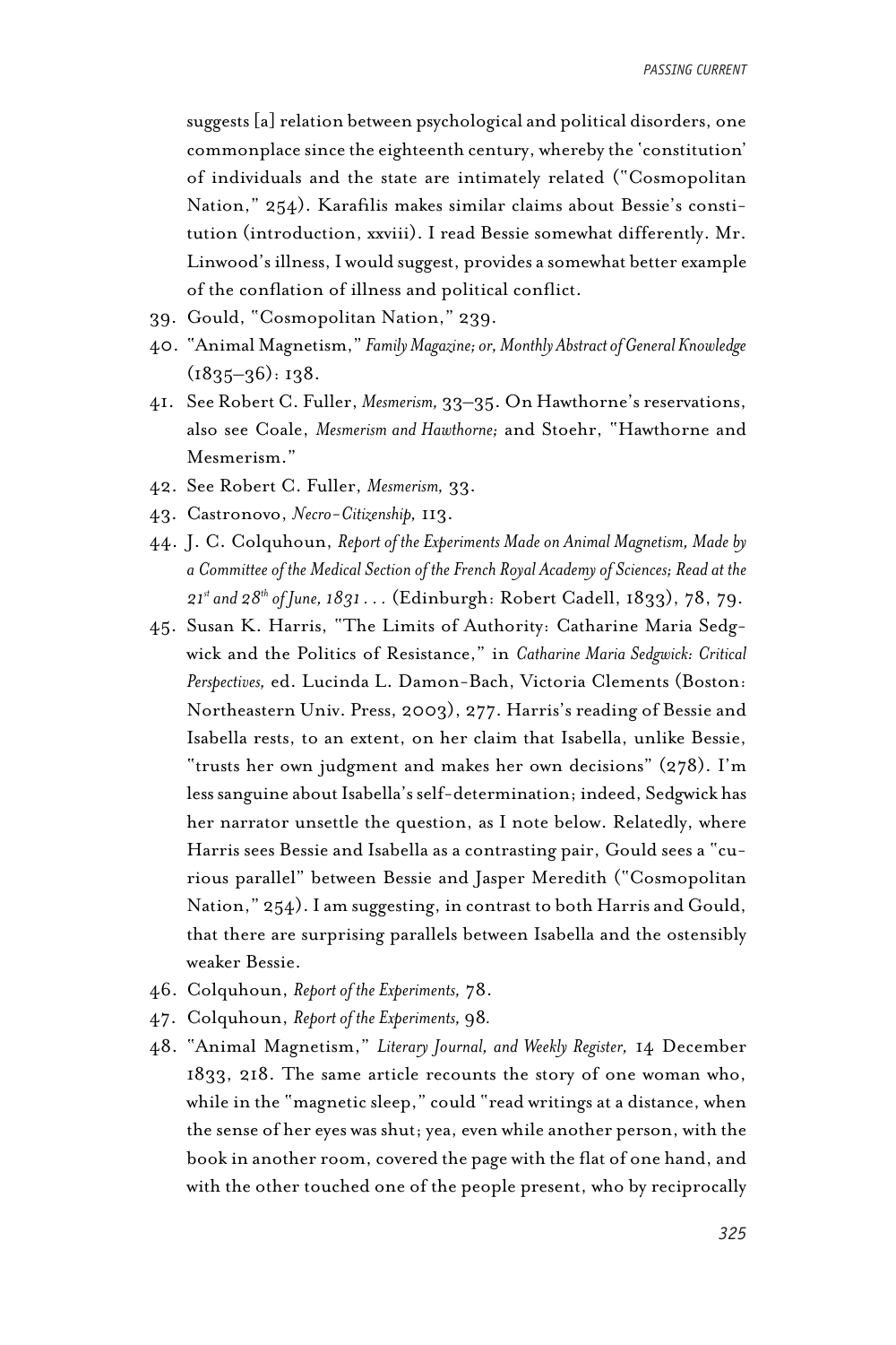suggests [a] relation between psychological and political disorders, one commonplace since the eighteenth century, whereby the 'constitution' of individuals and the state are intimately related ("Cosmopolitan Nation," 254). Karafilis makes similar claims about Bessie's constitution (introduction, xxviii). I read Bessie somewhat differently. Mr. Linwood's illness, I would suggest, provides a somewhat better example of the conflation of illness and political conflict.

39. Gould, "Cosmopolitan Nation," 239.
40. "Animal Magnetism," *Family Magazine; or, Monthly Abstract of General Knowledge* (1835–36): 138.
41. See Robert C. Fuller, *Mesmerism,* 33–35. On Hawthorne's reservations, also see Coale, *Mesmerism and Hawthorne;* and Stoehr, "Hawthorne and Mesmerism."
42. See Robert C. Fuller, *Mesmerism,* 33.
43. Castronovo, *Necro-Citizenship,* 113.
44. J. C. Colquhoun, *Report of the Experiments Made on Animal Magnetism, Made by a Committee of the Medical Section of the French Royal Academy of Sciences; Read at the 21st and 28th of June, 1831 . . .* (Edinburgh: Robert Cadell, 1833), 78, 79.
45. Susan K. Harris, "The Limits of Authority: Catharine Maria Sedgwick and the Politics of Resistance," in *Catharine Maria Sedgwick: Critical Perspectives,* ed. Lucinda L. Damon-Bach, Victoria Clements (Boston: Northeastern Univ. Press, 2003), 277. Harris's reading of Bessie and Isabella rests, to an extent, on her claim that Isabella, unlike Bessie, "trusts her own judgment and makes her own decisions" (278). I'm less sanguine about Isabella's self-determination; indeed, Sedgwick has her narrator unsettle the question, as I note below. Relatedly, where Harris sees Bessie and Isabella as a contrasting pair, Gould sees a "curious parallel" between Bessie and Jasper Meredith ("Cosmopolitan Nation," 254). I am suggesting, in contrast to both Harris and Gould, that there are surprising parallels between Isabella and the ostensibly weaker Bessie.
46. Colquhoun, *Report of the Experiments,* 78.
47. Colquhoun, *Report of the Experiments,* 98.
48. "Animal Magnetism," *Literary Journal, and Weekly Register,* 14 December 1833, 218. The same article recounts the story of one woman who, while in the "magnetic sleep," could "read writings at a distance, when the sense of her eyes was shut; yea, even while another person, with the book in another room, covered the page with the flat of one hand, and with the other touched one of the people present, who by reciprocally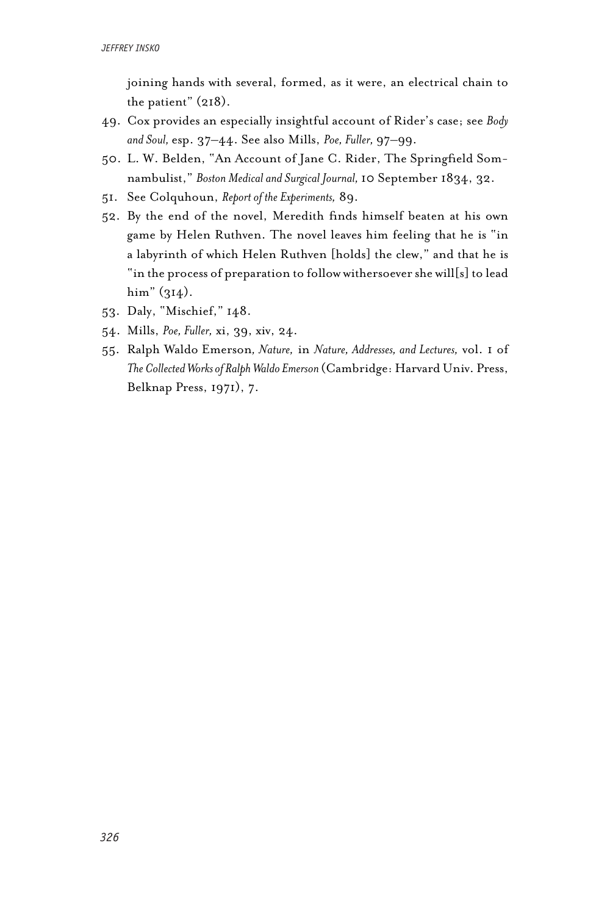joining hands with several, formed, as it were, an electrical chain to the patient" (218).

49. Cox provides an especially insightful account of Rider's case; see *Body and Soul,* esp. 37–44. See also Mills, *Poe, Fuller,* 97–99.
50. L. W. Belden, "An Account of Jane C. Rider, The Springfield Somnambulist," *Boston Medical and Surgical Journal,* 10 September 1834, 32.
51. See Colquhoun, *Report of the Experiments,* 89.
52. By the end of the novel, Meredith finds himself beaten at his own game by Helen Ruthven. The novel leaves him feeling that he is "in a labyrinth of which Helen Ruthven [holds] the clew," and that he is "in the process of preparation to follow withersoever she will[s] to lead him" (314).
53. Daly, "Mischief," 148.
54. Mills, *Poe, Fuller,* xi, 39, xiv, 24.
55. Ralph Waldo Emerson, *Nature,* in *Nature, Addresses, and Lectures,* vol. 1 of *The Collected Works of Ralph Waldo Emerson* (Cambridge: Harvard Univ. Press, Belknap Press, 1971), 7.